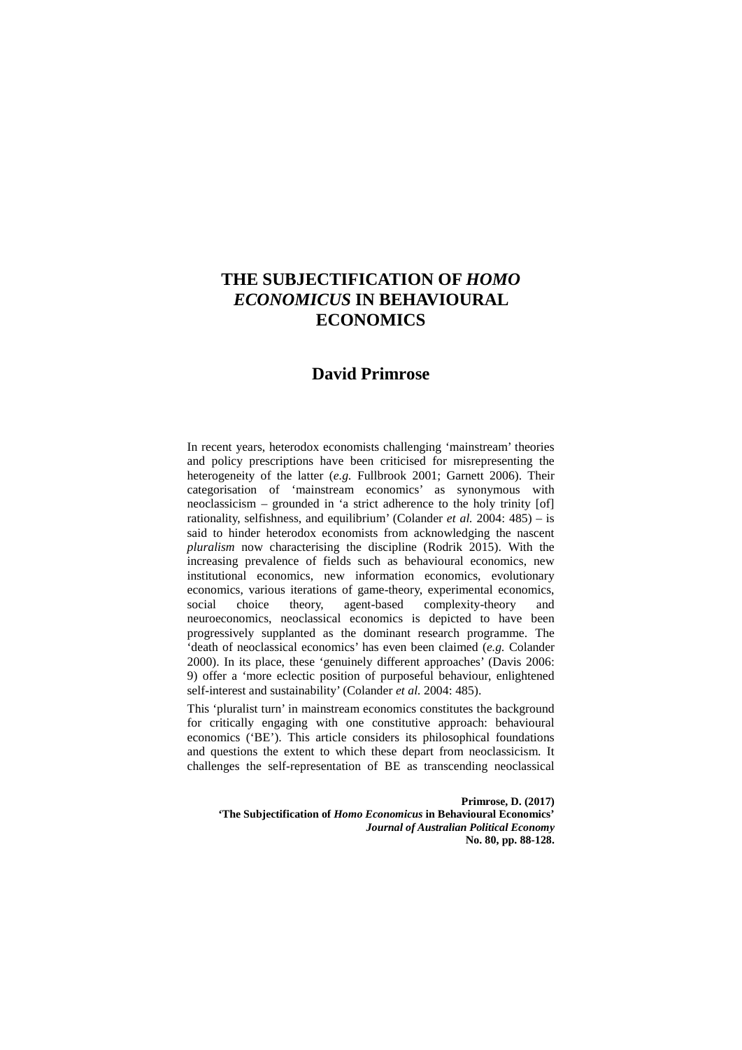# THE SUBJECTIFICATION OF *HOMO ECONOMICUS* IN BEHAVIOURAL ECONOMICS

**David Primrose**

In recent years, heterodox economists challenging 'mainstream' theories and policy prescriptions have been criticised for misrepresenting the heterogeneity of the latter (*e.g.* Fullbrook 2001; Garnett 2006). Their categorisation of 'mainstream economics' as synonymous with neoclassicism – grounded in 'a strict adherence to the holy trinity [of] rationality, selfishness, and equilibrium' (Colander *et al.* 2004: 485) – is said to hinder heterodox economists from acknowledging the nascent *pluralism* now characterising the discipline (Rodrik 2015). With the increasing prevalence of fields such as behavioural economics, new institutional economics, new information economics, evolutionary economics, various iterations of game-theory, experimental economics, social choice theory, agent-based complexity-theory and neuroeconomics, neoclassical economics is depicted to have been progressively supplanted as the dominant research programme. The 'death of neoclassical economics' has even been claimed (*e.g.* Colander 2000). In its place, these 'genuinely different approaches' (Davis 2006: 9) offer a 'more eclectic position of purposeful behaviour, enlightened self-interest and sustainability' (Colander *et al.* 2004: 485).

This 'pluralist turn' in mainstream economics constitutes the background for critically engaging with one constitutive approach: behavioural economics ('BE'). This article considers its philosophical foundations and questions the extent to which these depart from neoclassicism. It challenges the self-representation of BE as transcending neoclassical

**Primrose, D. (2017)**
**'The Subjectification of *Homo Economicus* in Behavioural Economics'**
***Journal of Australian Political Economy***
**No. 80, pp. 88-128.**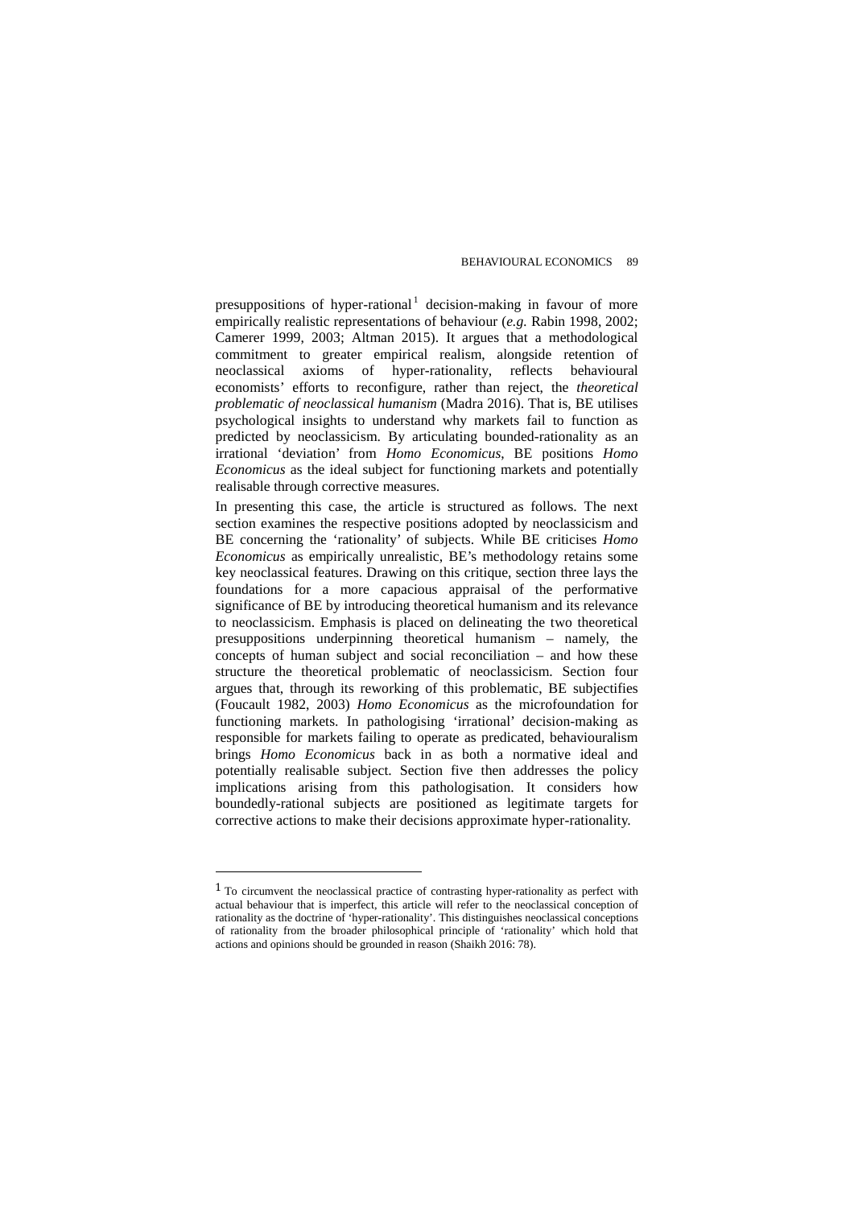presuppositions of hyper-rational[1] decision-making in favour of more empirically realistic representations of behaviour (*e.g.* Rabin 1998, 2002; Camerer 1999, 2003; Altman 2015). It argues that a methodological commitment to greater empirical realism, alongside retention of neoclassical axioms of hyper-rationality, reflects behavioural economists' efforts to reconfigure, rather than reject, the *theoretical problematic of neoclassical humanism* (Madra 2016). That is, BE utilises psychological insights to understand why markets fail to function as predicted by neoclassicism. By articulating bounded-rationality as an irrational 'deviation' from *Homo Economicus*, BE positions *Homo Economicus* as the ideal subject for functioning markets and potentially realisable through corrective measures.

In presenting this case, the article is structured as follows. The next section examines the respective positions adopted by neoclassicism and BE concerning the 'rationality' of subjects. While BE criticises *Homo Economicus* as empirically unrealistic, BE's methodology retains some key neoclassical features. Drawing on this critique, section three lays the foundations for a more capacious appraisal of the performative significance of BE by introducing theoretical humanism and its relevance to neoclassicism. Emphasis is placed on delineating the two theoretical presuppositions underpinning theoretical humanism – namely, the concepts of human subject and social reconciliation – and how these structure the theoretical problematic of neoclassicism. Section four argues that, through its reworking of this problematic, BE subjectifies (Foucault 1982, 2003) *Homo Economicus* as the microfoundation for functioning markets. In pathologising 'irrational' decision-making as responsible for markets failing to operate as predicated, behaviouralism brings *Homo Economicus* back in as both a normative ideal and potentially realisable subject. Section five then addresses the policy implications arising from this pathologisation. It considers how boundedly-rational subjects are positioned as legitimate targets for corrective actions to make their decisions approximate hyper-rationality.

---

[1] To circumvent the neoclassical practice of contrasting hyper-rationality as perfect with actual behaviour that is imperfect, this article will refer to the neoclassical conception of rationality as the doctrine of 'hyper-rationality'. This distinguishes neoclassical conceptions of rationality from the broader philosophical principle of 'rationality' which hold that actions and opinions should be grounded in reason (Shaikh 2016: 78).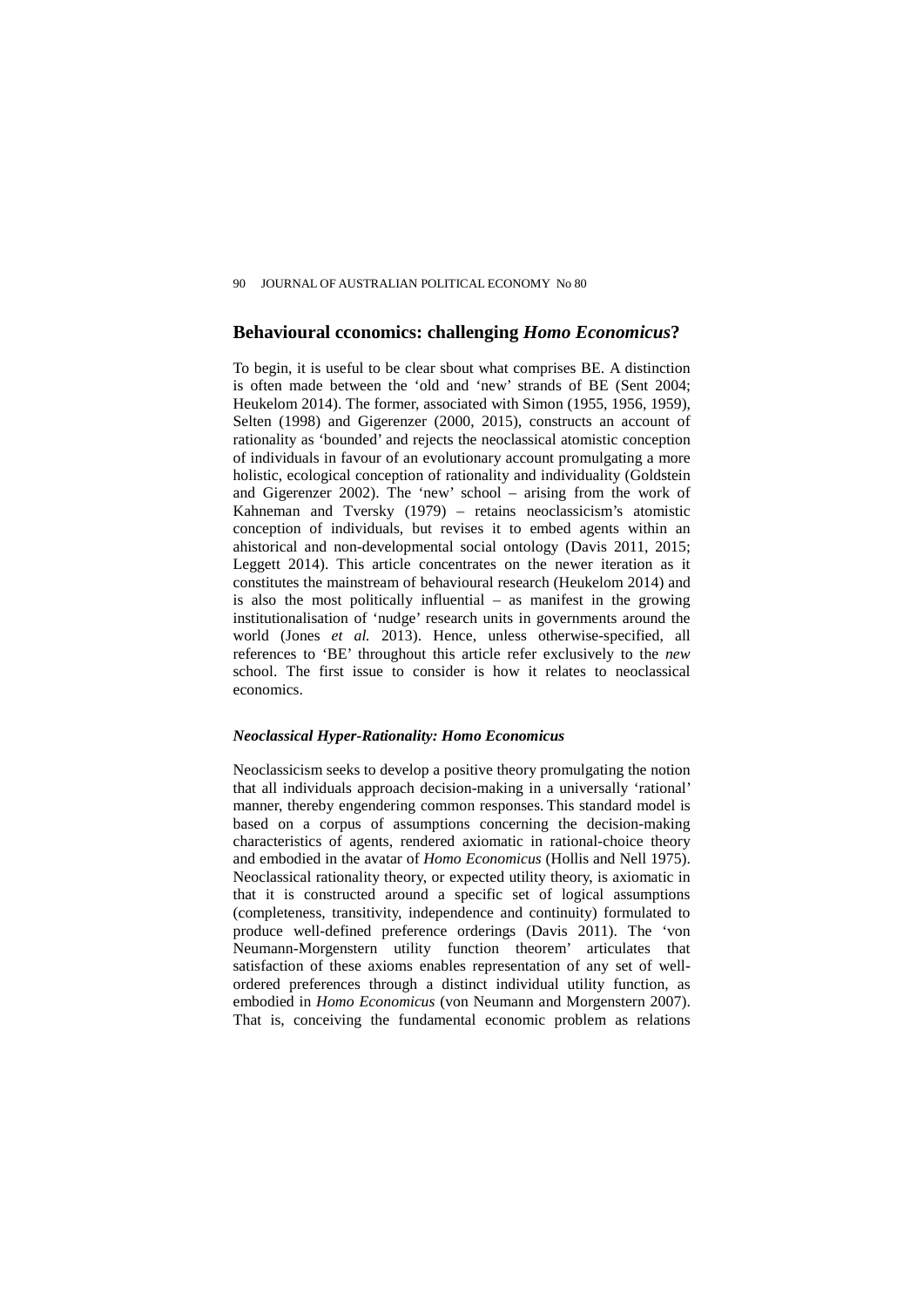## Behavioural cconomics: challenging *Homo Economicus*?

To begin, it is useful to be clear sbout what comprises BE. A distinction is often made between the 'old and 'new' strands of BE (Sent 2004; Heukelom 2014). The former, associated with Simon (1955, 1956, 1959), Selten (1998) and Gigerenzer (2000, 2015), constructs an account of rationality as 'bounded' and rejects the neoclassical atomistic conception of individuals in favour of an evolutionary account promulgating a more holistic, ecological conception of rationality and individuality (Goldstein and Gigerenzer 2002). The 'new' school – arising from the work of Kahneman and Tversky (1979) – retains neoclassicism's atomistic conception of individuals, but revises it to embed agents within an ahistorical and non-developmental social ontology (Davis 2011, 2015; Leggett 2014). This article concentrates on the newer iteration as it constitutes the mainstream of behavioural research (Heukelom 2014) and is also the most politically influential – as manifest in the growing institutionalisation of 'nudge' research units in governments around the world (Jones *et al.* 2013). Hence, unless otherwise-specified, all references to 'BE' throughout this article refer exclusively to the *new* school. The first issue to consider is how it relates to neoclassical economics.

### *Neoclassical Hyper-Rationality: Homo Economicus*

Neoclassicism seeks to develop a positive theory promulgating the notion that all individuals approach decision-making in a universally 'rational' manner, thereby engendering common responses. This standard model is based on a corpus of assumptions concerning the decision-making characteristics of agents, rendered axiomatic in rational-choice theory and embodied in the avatar of *Homo Economicus* (Hollis and Nell 1975). Neoclassical rationality theory, or expected utility theory, is axiomatic in that it is constructed around a specific set of logical assumptions (completeness, transitivity, independence and continuity) formulated to produce well-defined preference orderings (Davis 2011). The 'von Neumann-Morgenstern utility function theorem' articulates that satisfaction of these axioms enables representation of any set of well-ordered preferences through a distinct individual utility function, as embodied in *Homo Economicus* (von Neumann and Morgenstern 2007). That is, conceiving the fundamental economic problem as relations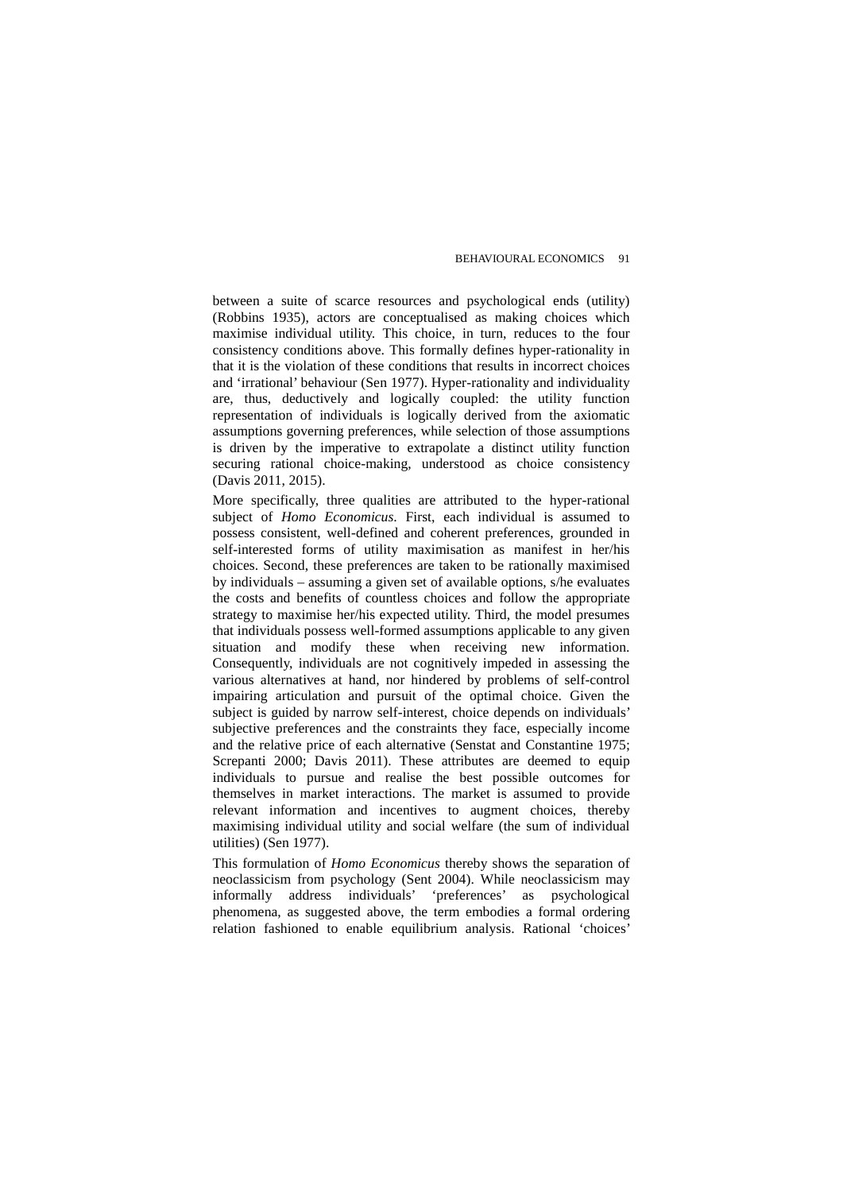between a suite of scarce resources and psychological ends (utility) (Robbins 1935), actors are conceptualised as making choices which maximise individual utility. This choice, in turn, reduces to the four consistency conditions above. This formally defines hyper-rationality in that it is the violation of these conditions that results in incorrect choices and 'irrational' behaviour (Sen 1977). Hyper-rationality and individuality are, thus, deductively and logically coupled: the utility function representation of individuals is logically derived from the axiomatic assumptions governing preferences, while selection of those assumptions is driven by the imperative to extrapolate a distinct utility function securing rational choice-making, understood as choice consistency (Davis 2011, 2015).

More specifically, three qualities are attributed to the hyper-rational subject of *Homo Economicus*. First, each individual is assumed to possess consistent, well-defined and coherent preferences, grounded in self-interested forms of utility maximisation as manifest in her/his choices. Second, these preferences are taken to be rationally maximised by individuals – assuming a given set of available options, s/he evaluates the costs and benefits of countless choices and follow the appropriate strategy to maximise her/his expected utility. Third, the model presumes that individuals possess well-formed assumptions applicable to any given situation and modify these when receiving new information. Consequently, individuals are not cognitively impeded in assessing the various alternatives at hand, nor hindered by problems of self-control impairing articulation and pursuit of the optimal choice. Given the subject is guided by narrow self-interest, choice depends on individuals' subjective preferences and the constraints they face, especially income and the relative price of each alternative (Senstat and Constantine 1975; Screpanti 2000; Davis 2011). These attributes are deemed to equip individuals to pursue and realise the best possible outcomes for themselves in market interactions. The market is assumed to provide relevant information and incentives to augment choices, thereby maximising individual utility and social welfare (the sum of individual utilities) (Sen 1977).

This formulation of *Homo Economicus* thereby shows the separation of neoclassicism from psychology (Sent 2004). While neoclassicism may informally address individuals' 'preferences' as psychological phenomena, as suggested above, the term embodies a formal ordering relation fashioned to enable equilibrium analysis. Rational 'choices'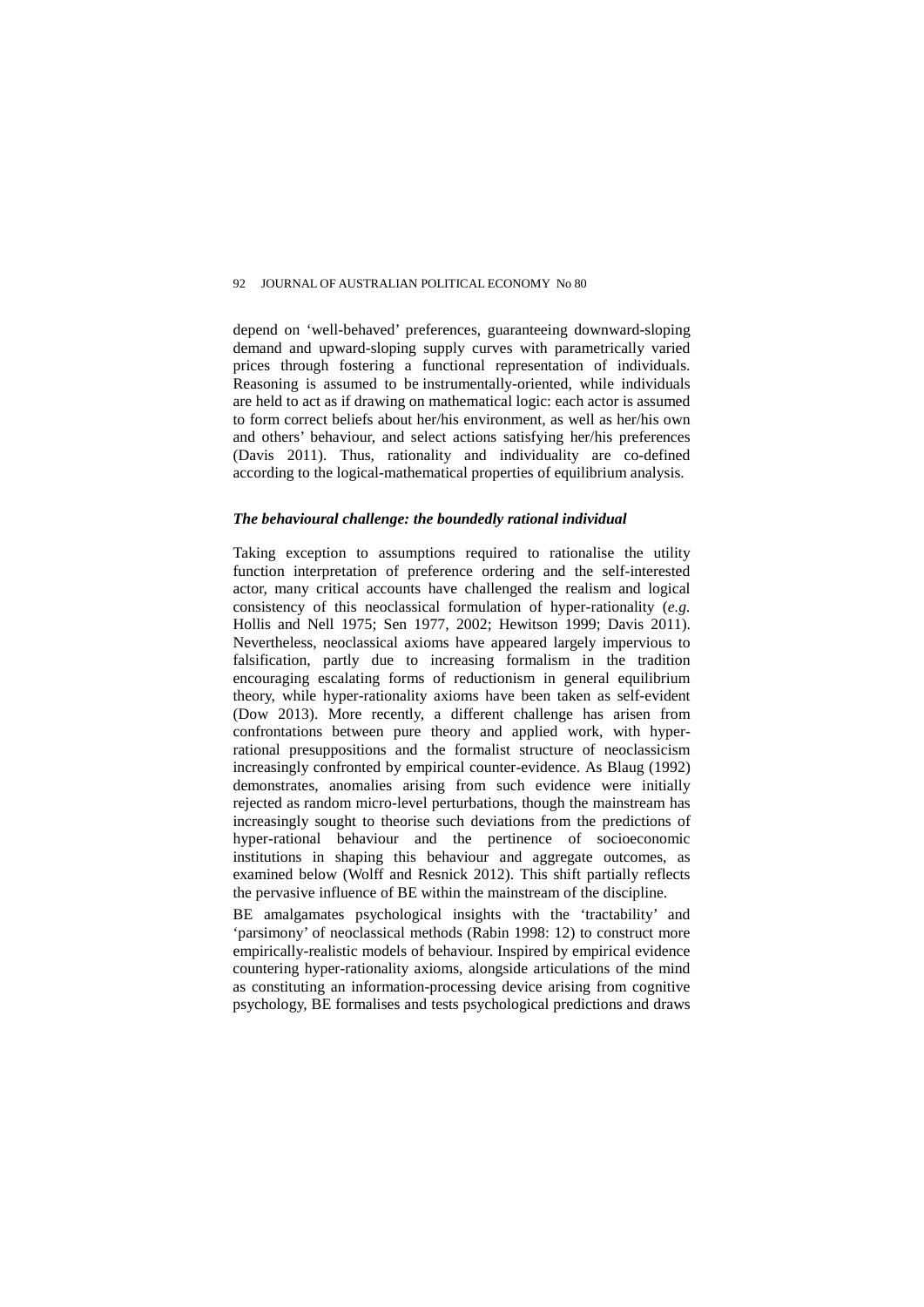depend on 'well-behaved' preferences, guaranteeing downward-sloping demand and upward-sloping supply curves with parametrically varied prices through fostering a functional representation of individuals. Reasoning is assumed to be instrumentally-oriented, while individuals are held to act as if drawing on mathematical logic: each actor is assumed to form correct beliefs about her/his environment, as well as her/his own and others' behaviour, and select actions satisfying her/his preferences (Davis 2011). Thus, rationality and individuality are co-defined according to the logical-mathematical properties of equilibrium analysis.

### *The behavioural challenge: the boundedly rational individual*

Taking exception to assumptions required to rationalise the utility function interpretation of preference ordering and the self-interested actor, many critical accounts have challenged the realism and logical consistency of this neoclassical formulation of hyper-rationality (*e.g.* Hollis and Nell 1975; Sen 1977, 2002; Hewitson 1999; Davis 2011). Nevertheless, neoclassical axioms have appeared largely impervious to falsification, partly due to increasing formalism in the tradition encouraging escalating forms of reductionism in general equilibrium theory, while hyper-rationality axioms have been taken as self-evident (Dow 2013). More recently, a different challenge has arisen from confrontations between pure theory and applied work, with hyper-rational presuppositions and the formalist structure of neoclassicism increasingly confronted by empirical counter-evidence. As Blaug (1992) demonstrates, anomalies arising from such evidence were initially rejected as random micro-level perturbations, though the mainstream has increasingly sought to theorise such deviations from the predictions of hyper-rational behaviour and the pertinence of socioeconomic institutions in shaping this behaviour and aggregate outcomes, as examined below (Wolff and Resnick 2012). This shift partially reflects the pervasive influence of BE within the mainstream of the discipline.

BE amalgamates psychological insights with the 'tractability' and 'parsimony' of neoclassical methods (Rabin 1998: 12) to construct more empirically-realistic models of behaviour. Inspired by empirical evidence countering hyper-rationality axioms, alongside articulations of the mind as constituting an information-processing device arising from cognitive psychology, BE formalises and tests psychological predictions and draws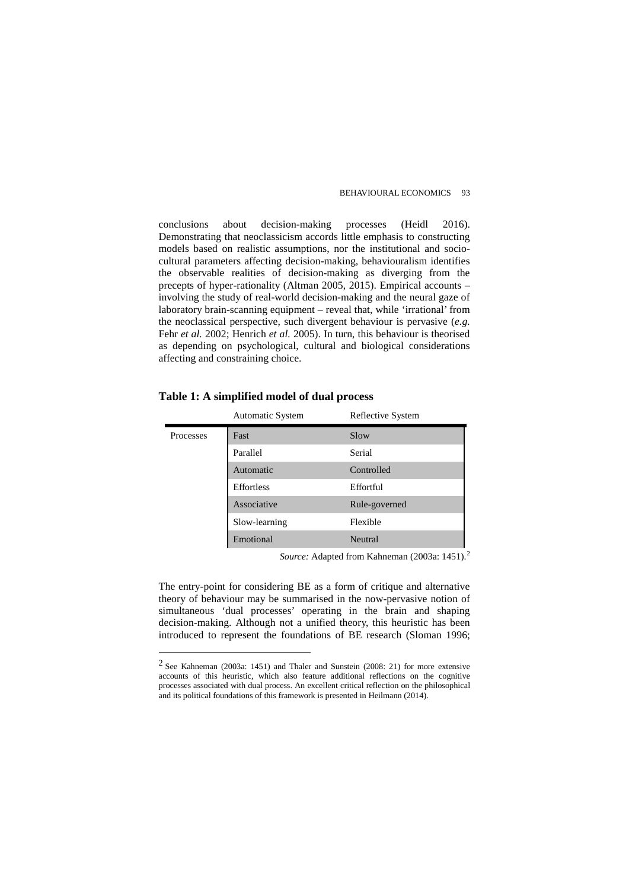conclusions about decision-making processes (Heidl 2016). Demonstrating that neoclassicism accords little emphasis to constructing models based on realistic assumptions, nor the institutional and socio-cultural parameters affecting decision-making, behaviouralism identifies the observable realities of decision-making as diverging from the precepts of hyper-rationality (Altman 2005, 2015). Empirical accounts – involving the study of real-world decision-making and the neural gaze of laboratory brain-scanning equipment – reveal that, while 'irrational' from the neoclassical perspective, such divergent behaviour is pervasive (*e.g.* Fehr *et al.* 2002; Henrich *et al.* 2005). In turn, this behaviour is theorised as depending on psychological, cultural and biological considerations affecting and constraining choice.

**Table 1: A simplified model of dual process**

| | Automatic System | Reflective System |
|---|---|---|
| Processes | Fast | Slow |
| | Parallel | Serial |
| | Automatic | Controlled |
| | Effortless | Effortful |
| | Associative | Rule-governed |
| | Slow-learning | Flexible |
| | Emotional | Neutral |

*Source:* Adapted from Kahneman (2003a: 1451).[2]

The entry-point for considering BE as a form of critique and alternative theory of behaviour may be summarised in the now-pervasive notion of simultaneous 'dual processes' operating in the brain and shaping decision-making. Although not a unified theory, this heuristic has been introduced to represent the foundations of BE research (Sloman 1996;

---

[2] See Kahneman (2003a: 1451) and Thaler and Sunstein (2008: 21) for more extensive accounts of this heuristic, which also feature additional reflections on the cognitive processes associated with dual process. An excellent critical reflection on the philosophical and its political foundations of this framework is presented in Heilmann (2014).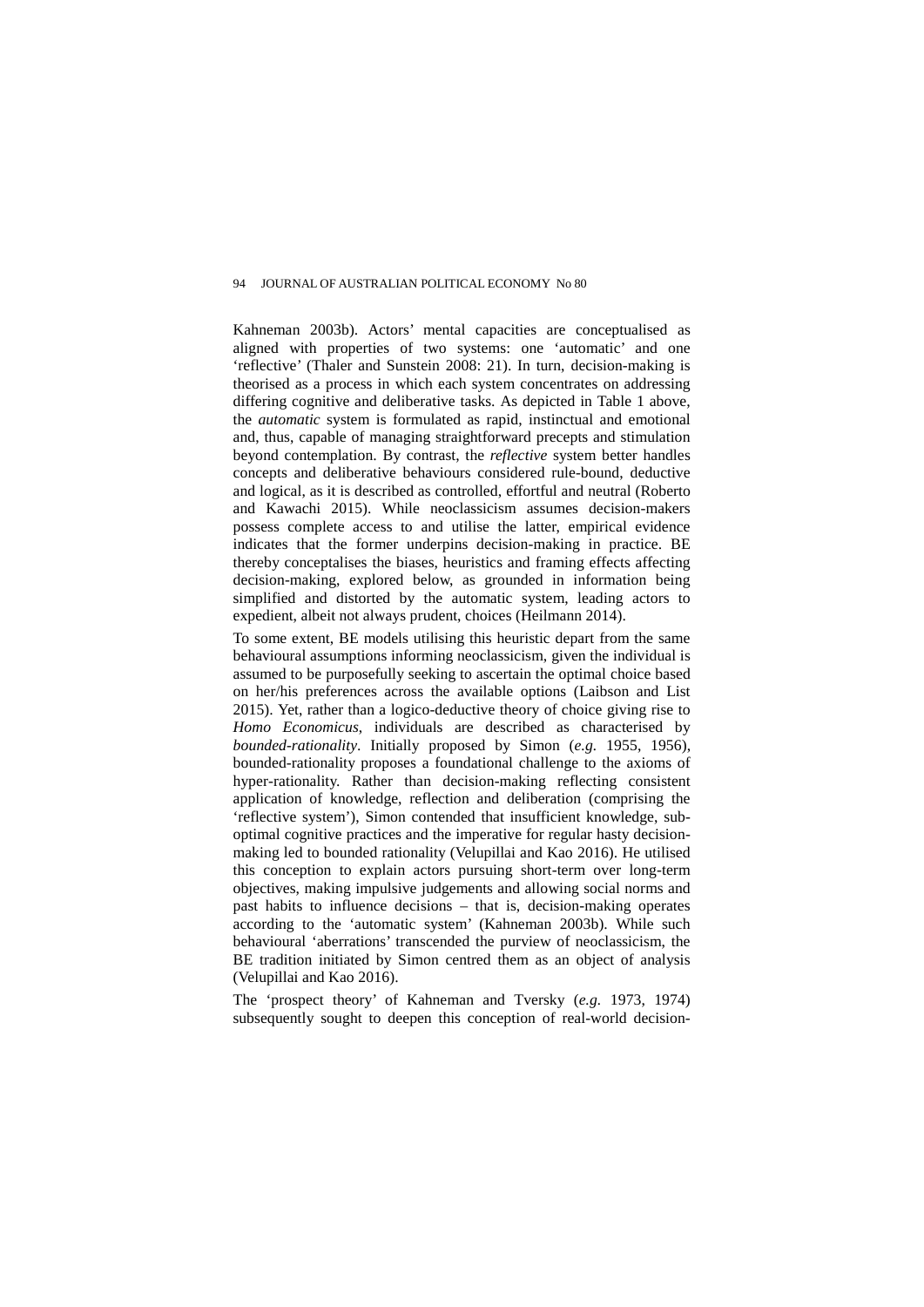Kahneman 2003b). Actors' mental capacities are conceptualised as aligned with properties of two systems: one 'automatic' and one 'reflective' (Thaler and Sunstein 2008: 21). In turn, decision-making is theorised as a process in which each system concentrates on addressing differing cognitive and deliberative tasks. As depicted in Table 1 above, the *automatic* system is formulated as rapid, instinctual and emotional and, thus, capable of managing straightforward precepts and stimulation beyond contemplation. By contrast, the *reflective* system better handles concepts and deliberative behaviours considered rule-bound, deductive and logical, as it is described as controlled, effortful and neutral (Roberto and Kawachi 2015). While neoclassicism assumes decision-makers possess complete access to and utilise the latter, empirical evidence indicates that the former underpins decision-making in practice. BE thereby conceptalises the biases, heuristics and framing effects affecting decision-making, explored below, as grounded in information being simplified and distorted by the automatic system, leading actors to expedient, albeit not always prudent, choices (Heilmann 2014).

To some extent, BE models utilising this heuristic depart from the same behavioural assumptions informing neoclassicism, given the individual is assumed to be purposefully seeking to ascertain the optimal choice based on her/his preferences across the available options (Laibson and List 2015). Yet, rather than a logico-deductive theory of choice giving rise to *Homo Economicus*, individuals are described as characterised by *bounded-rationality*. Initially proposed by Simon (*e.g.* 1955, 1956), bounded-rationality proposes a foundational challenge to the axioms of hyper-rationality. Rather than decision-making reflecting consistent application of knowledge, reflection and deliberation (comprising the 'reflective system'), Simon contended that insufficient knowledge, sub-optimal cognitive practices and the imperative for regular hasty decision-making led to bounded rationality (Velupillai and Kao 2016). He utilised this conception to explain actors pursuing short-term over long-term objectives, making impulsive judgements and allowing social norms and past habits to influence decisions – that is, decision-making operates according to the 'automatic system' (Kahneman 2003b). While such behavioural 'aberrations' transcended the purview of neoclassicism, the BE tradition initiated by Simon centred them as an object of analysis (Velupillai and Kao 2016).

The 'prospect theory' of Kahneman and Tversky (*e.g.* 1973, 1974) subsequently sought to deepen this conception of real-world decision-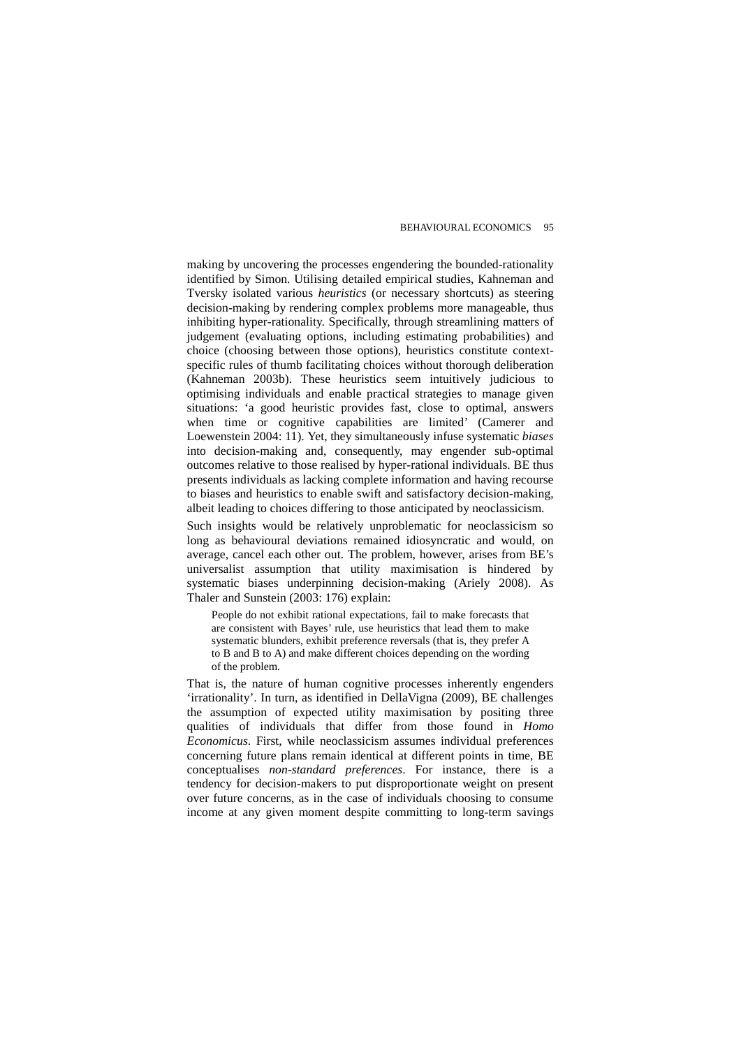making by uncovering the processes engendering the bounded-rationality identified by Simon. Utilising detailed empirical studies, Kahneman and Tversky isolated various *heuristics* (or necessary shortcuts) as steering decision-making by rendering complex problems more manageable, thus inhibiting hyper-rationality. Specifically, through streamlining matters of judgement (evaluating options, including estimating probabilities) and choice (choosing between those options), heuristics constitute context-specific rules of thumb facilitating choices without thorough deliberation (Kahneman 2003b). These heuristics seem intuitively judicious to optimising individuals and enable practical strategies to manage given situations: 'a good heuristic provides fast, close to optimal, answers when time or cognitive capabilities are limited' (Camerer and Loewenstein 2004: 11). Yet, they simultaneously infuse systematic *biases* into decision-making and, consequently, may engender sub-optimal outcomes relative to those realised by hyper-rational individuals. BE thus presents individuals as lacking complete information and having recourse to biases and heuristics to enable swift and satisfactory decision-making, albeit leading to choices differing to those anticipated by neoclassicism.

Such insights would be relatively unproblematic for neoclassicism so long as behavioural deviations remained idiosyncratic and would, on average, cancel each other out. The problem, however, arises from BE's universalist assumption that utility maximisation is hindered by systematic biases underpinning decision-making (Ariely 2008). As Thaler and Sunstein (2003: 176) explain:

> People do not exhibit rational expectations, fail to make forecasts that are consistent with Bayes' rule, use heuristics that lead them to make systematic blunders, exhibit preference reversals (that is, they prefer A to B and B to A) and make different choices depending on the wording of the problem.

That is, the nature of human cognitive processes inherently engenders 'irrationality'. In turn, as identified in DellaVigna (2009), BE challenges the assumption of expected utility maximisation by positing three qualities of individuals that differ from those found in *Homo Economicus*. First, while neoclassicism assumes individual preferences concerning future plans remain identical at different points in time, BE conceptualises *non-standard preferences*. For instance, there is a tendency for decision-makers to put disproportionate weight on present over future concerns, as in the case of individuals choosing to consume income at any given moment despite committing to long-term savings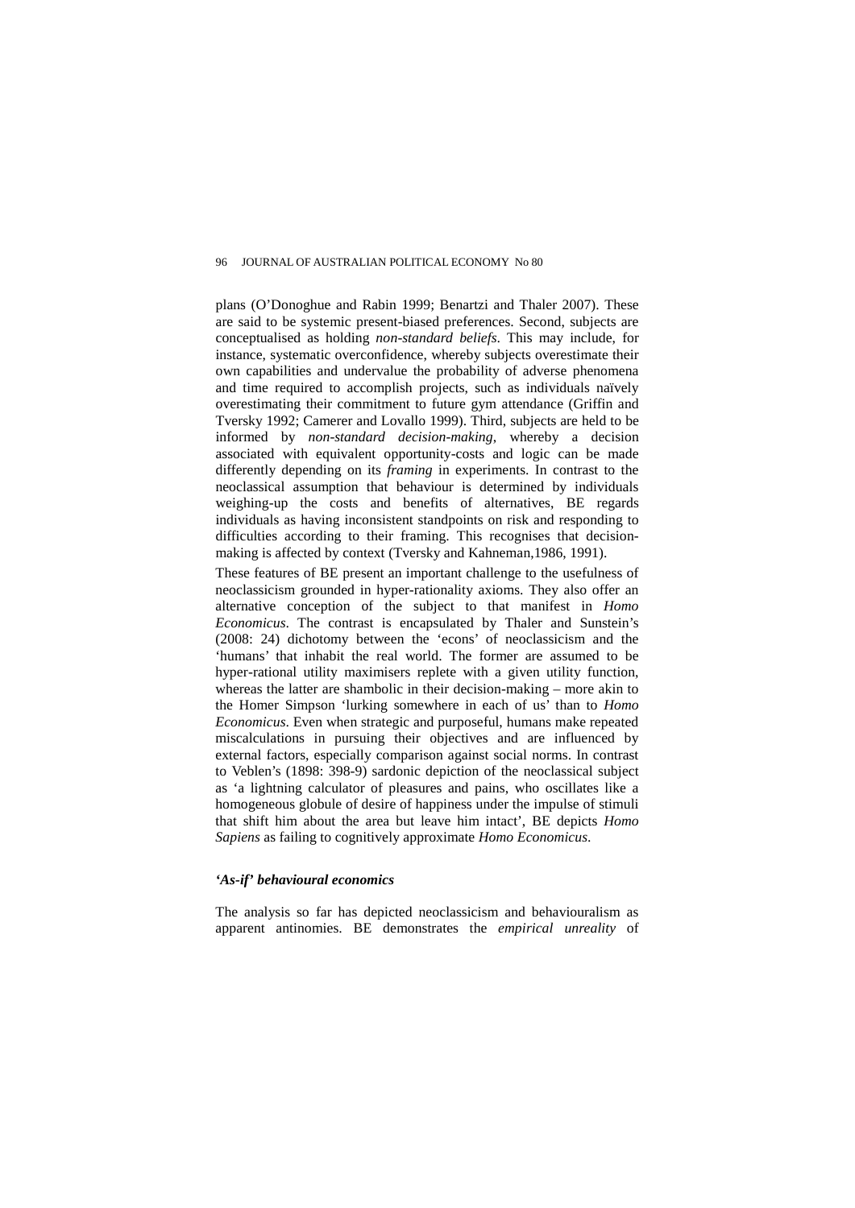plans (O'Donoghue and Rabin 1999; Benartzi and Thaler 2007). These are said to be systemic present-biased preferences. Second, subjects are conceptualised as holding *non-standard beliefs*. This may include, for instance, systematic overconfidence, whereby subjects overestimate their own capabilities and undervalue the probability of adverse phenomena and time required to accomplish projects, such as individuals naïvely overestimating their commitment to future gym attendance (Griffin and Tversky 1992; Camerer and Lovallo 1999). Third, subjects are held to be informed by *non-standard decision-making*, whereby a decision associated with equivalent opportunity-costs and logic can be made differently depending on its *framing* in experiments. In contrast to the neoclassical assumption that behaviour is determined by individuals weighing-up the costs and benefits of alternatives, BE regards individuals as having inconsistent standpoints on risk and responding to difficulties according to their framing. This recognises that decision-making is affected by context (Tversky and Kahneman,1986, 1991).

These features of BE present an important challenge to the usefulness of neoclassicism grounded in hyper-rationality axioms. They also offer an alternative conception of the subject to that manifest in *Homo Economicus*. The contrast is encapsulated by Thaler and Sunstein's (2008: 24) dichotomy between the 'econs' of neoclassicism and the 'humans' that inhabit the real world. The former are assumed to be hyper-rational utility maximisers replete with a given utility function, whereas the latter are shambolic in their decision-making – more akin to the Homer Simpson 'lurking somewhere in each of us' than to *Homo Economicus*. Even when strategic and purposeful, humans make repeated miscalculations in pursuing their objectives and are influenced by external factors, especially comparison against social norms. In contrast to Veblen's (1898: 398-9) sardonic depiction of the neoclassical subject as 'a lightning calculator of pleasures and pains, who oscillates like a homogeneous globule of desire of happiness under the impulse of stimuli that shift him about the area but leave him intact', BE depicts *Homo Sapiens* as failing to cognitively approximate *Homo Economicus*.

### *'As-if' behavioural economics*

The analysis so far has depicted neoclassicism and behaviouralism as apparent antinomies. BE demonstrates the *empirical unreality* of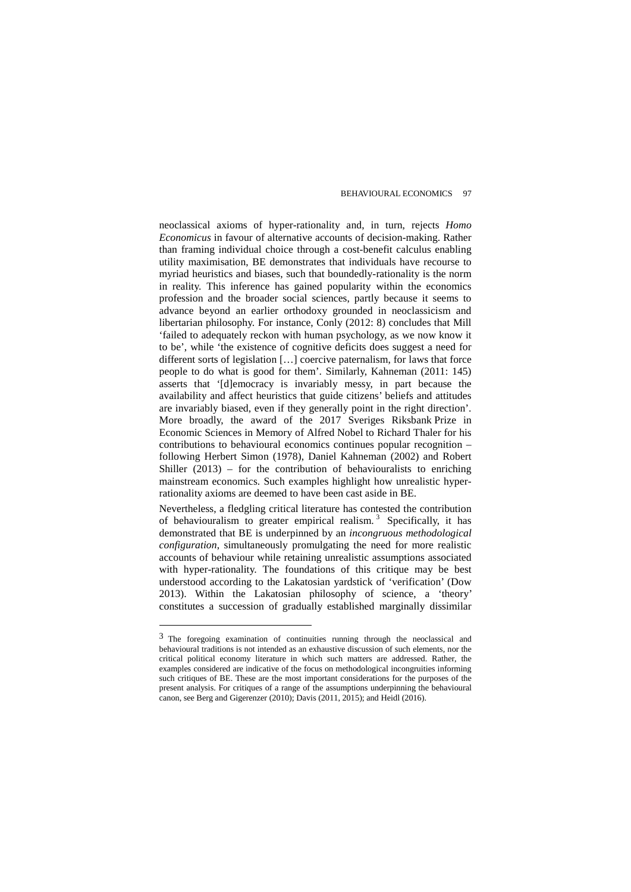neoclassical axioms of hyper-rationality and, in turn, rejects *Homo Economicus* in favour of alternative accounts of decision-making. Rather than framing individual choice through a cost-benefit calculus enabling utility maximisation, BE demonstrates that individuals have recourse to myriad heuristics and biases, such that boundedly-rationality is the norm in reality. This inference has gained popularity within the economics profession and the broader social sciences, partly because it seems to advance beyond an earlier orthodoxy grounded in neoclassicism and libertarian philosophy. For instance, Conly (2012: 8) concludes that Mill 'failed to adequately reckon with human psychology, as we now know it to be', while 'the existence of cognitive deficits does suggest a need for different sorts of legislation […] coercive paternalism, for laws that force people to do what is good for them'. Similarly, Kahneman (2011: 145) asserts that '[d]emocracy is invariably messy, in part because the availability and affect heuristics that guide citizens' beliefs and attitudes are invariably biased, even if they generally point in the right direction'. More broadly, the award of the 2017 Sveriges Riksbank Prize in Economic Sciences in Memory of Alfred Nobel to Richard Thaler for his contributions to behavioural economics continues popular recognition – following Herbert Simon (1978), Daniel Kahneman (2002) and Robert Shiller (2013) – for the contribution of behaviouralists to enriching mainstream economics. Such examples highlight how unrealistic hyper-rationality axioms are deemed to have been cast aside in BE.

Nevertheless, a fledgling critical literature has contested the contribution of behaviouralism to greater empirical realism.[3] Specifically, it has demonstrated that BE is underpinned by an *incongruous methodological configuration*, simultaneously promulgating the need for more realistic accounts of behaviour while retaining unrealistic assumptions associated with hyper-rationality. The foundations of this critique may be best understood according to the Lakatosian yardstick of 'verification' (Dow 2013). Within the Lakatosian philosophy of science, a 'theory' constitutes a succession of gradually established marginally dissimilar

[3] The foregoing examination of continuities running through the neoclassical and behavioural traditions is not intended as an exhaustive discussion of such elements, nor the critical political economy literature in which such matters are addressed. Rather, the examples considered are indicative of the focus on methodological incongruities informing such critiques of BE. These are the most important considerations for the purposes of the present analysis. For critiques of a range of the assumptions underpinning the behavioural canon, see Berg and Gigerenzer (2010); Davis (2011, 2015); and Heidl (2016).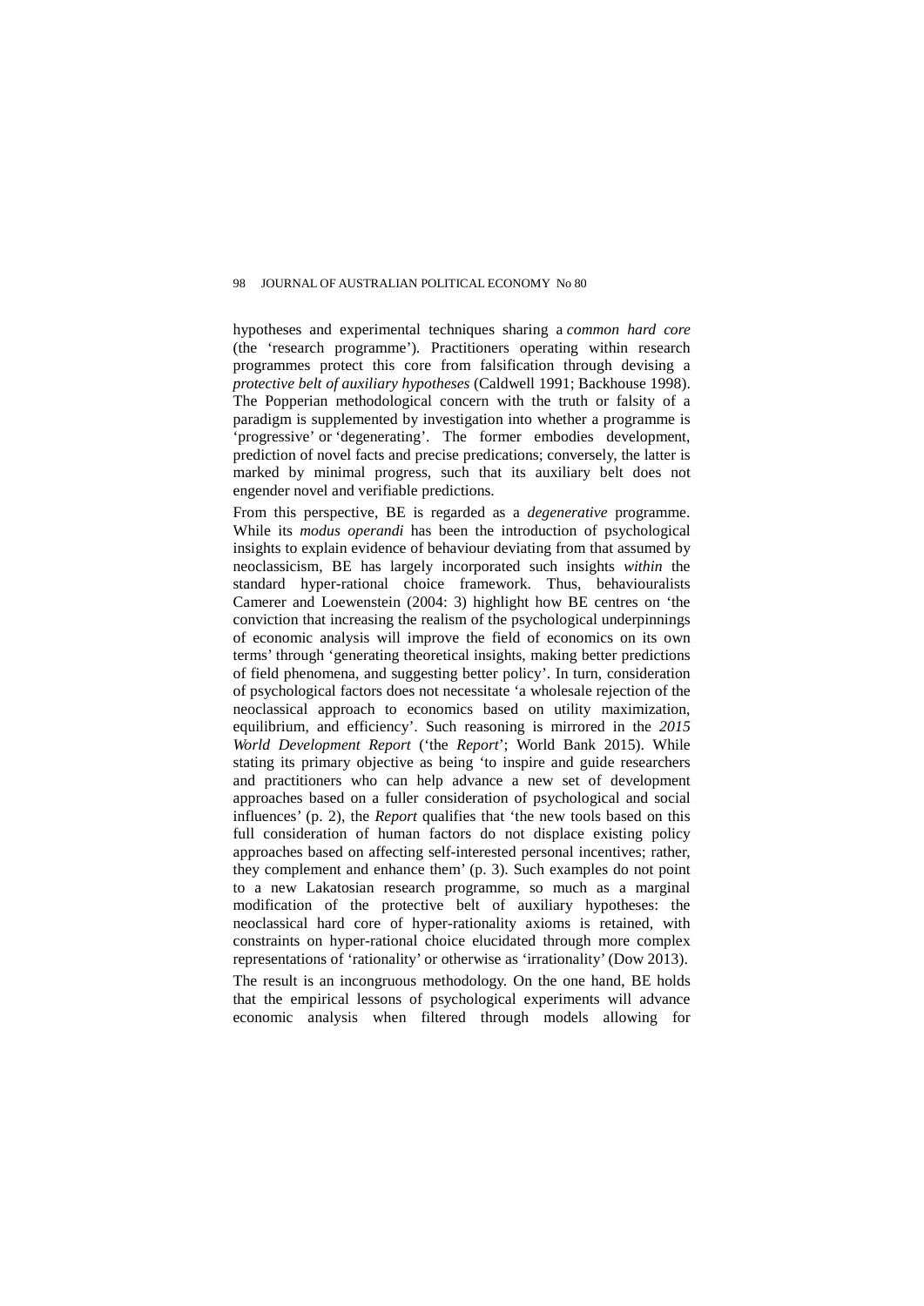hypotheses and experimental techniques sharing a *common hard core* (the 'research programme'). Practitioners operating within research programmes protect this core from falsification through devising a *protective belt of auxiliary hypotheses* (Caldwell 1991; Backhouse 1998). The Popperian methodological concern with the truth or falsity of a paradigm is supplemented by investigation into whether a programme is 'progressive' or 'degenerating'. The former embodies development, prediction of novel facts and precise predications; conversely, the latter is marked by minimal progress, such that its auxiliary belt does not engender novel and verifiable predictions.

From this perspective, BE is regarded as a *degenerative* programme. While its *modus operandi* has been the introduction of psychological insights to explain evidence of behaviour deviating from that assumed by neoclassicism, BE has largely incorporated such insights *within* the standard hyper-rational choice framework. Thus, behaviouralists Camerer and Loewenstein (2004: 3) highlight how BE centres on 'the conviction that increasing the realism of the psychological underpinnings of economic analysis will improve the field of economics on its own terms' through 'generating theoretical insights, making better predictions of field phenomena, and suggesting better policy'. In turn, consideration of psychological factors does not necessitate 'a wholesale rejection of the neoclassical approach to economics based on utility maximization, equilibrium, and efficiency'. Such reasoning is mirrored in the *2015 World Development Report* ('the *Report*'; World Bank 2015). While stating its primary objective as being 'to inspire and guide researchers and practitioners who can help advance a new set of development approaches based on a fuller consideration of psychological and social influences' (p. 2), the *Report* qualifies that 'the new tools based on this full consideration of human factors do not displace existing policy approaches based on affecting self-interested personal incentives; rather, they complement and enhance them' (p. 3). Such examples do not point to a new Lakatosian research programme, so much as a marginal modification of the protective belt of auxiliary hypotheses: the neoclassical hard core of hyper-rationality axioms is retained, with constraints on hyper-rational choice elucidated through more complex representations of 'rationality' or otherwise as 'irrationality' (Dow 2013).

The result is an incongruous methodology. On the one hand, BE holds that the empirical lessons of psychological experiments will advance economic analysis when filtered through models allowing for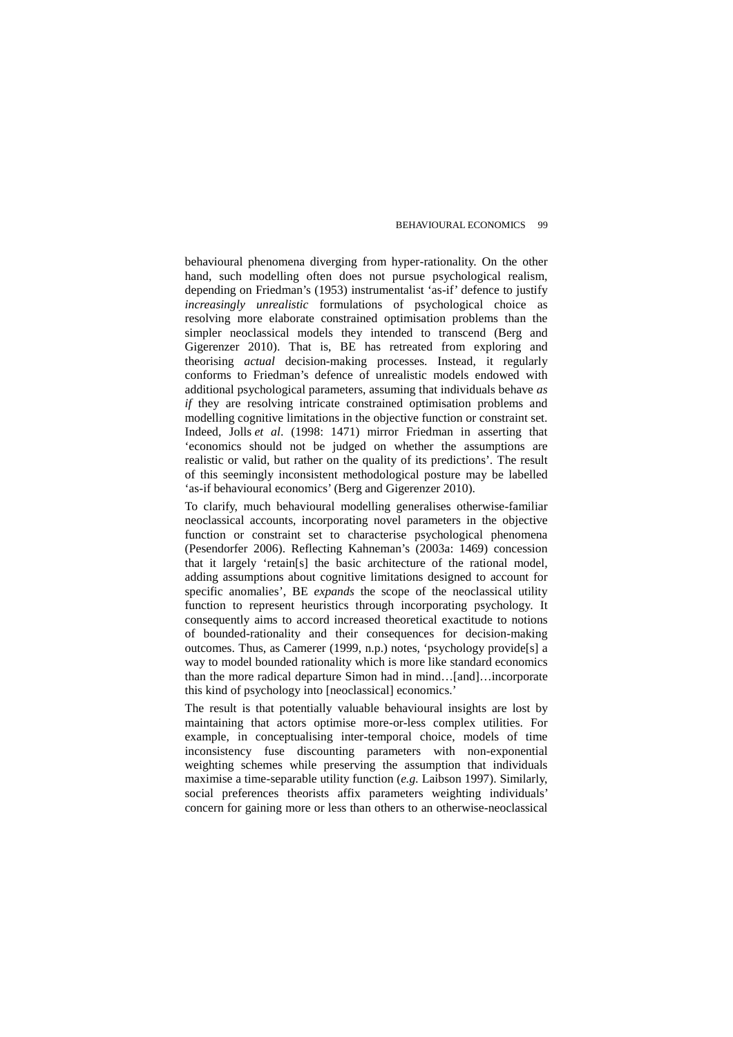behavioural phenomena diverging from hyper-rationality. On the other hand, such modelling often does not pursue psychological realism, depending on Friedman's (1953) instrumentalist 'as-if' defence to justify *increasingly unrealistic* formulations of psychological choice as resolving more elaborate constrained optimisation problems than the simpler neoclassical models they intended to transcend (Berg and Gigerenzer 2010). That is, BE has retreated from exploring and theorising *actual* decision-making processes. Instead, it regularly conforms to Friedman's defence of unrealistic models endowed with additional psychological parameters, assuming that individuals behave *as if* they are resolving intricate constrained optimisation problems and modelling cognitive limitations in the objective function or constraint set. Indeed, Jolls *et al*. (1998: 1471) mirror Friedman in asserting that 'economics should not be judged on whether the assumptions are realistic or valid, but rather on the quality of its predictions'. The result of this seemingly inconsistent methodological posture may be labelled 'as-if behavioural economics' (Berg and Gigerenzer 2010).

To clarify, much behavioural modelling generalises otherwise-familiar neoclassical accounts, incorporating novel parameters in the objective function or constraint set to characterise psychological phenomena (Pesendorfer 2006). Reflecting Kahneman's (2003a: 1469) concession that it largely 'retain[s] the basic architecture of the rational model, adding assumptions about cognitive limitations designed to account for specific anomalies', BE *expands* the scope of the neoclassical utility function to represent heuristics through incorporating psychology. It consequently aims to accord increased theoretical exactitude to notions of bounded-rationality and their consequences for decision-making outcomes. Thus, as Camerer (1999, n.p.) notes, 'psychology provide[s] a way to model bounded rationality which is more like standard economics than the more radical departure Simon had in mind…[and]…incorporate this kind of psychology into [neoclassical] economics.'

The result is that potentially valuable behavioural insights are lost by maintaining that actors optimise more-or-less complex utilities. For example, in conceptualising inter-temporal choice, models of time inconsistency fuse discounting parameters with non-exponential weighting schemes while preserving the assumption that individuals maximise a time-separable utility function (*e.g.* Laibson 1997). Similarly, social preferences theorists affix parameters weighting individuals' concern for gaining more or less than others to an otherwise-neoclassical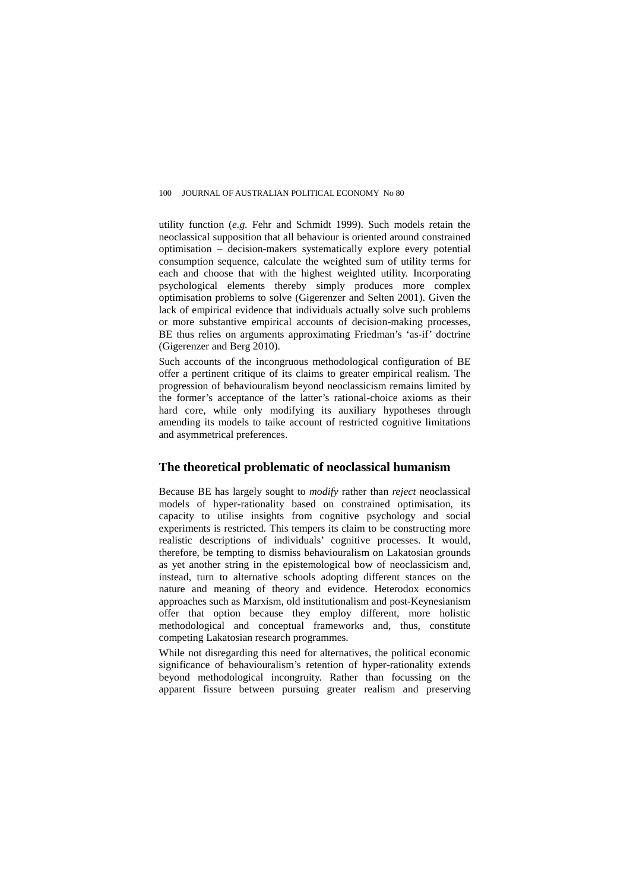utility function (*e.g.* Fehr and Schmidt 1999). Such models retain the neoclassical supposition that all behaviour is oriented around constrained optimisation – decision-makers systematically explore every potential consumption sequence, calculate the weighted sum of utility terms for each and choose that with the highest weighted utility. Incorporating psychological elements thereby simply produces more complex optimisation problems to solve (Gigerenzer and Selten 2001). Given the lack of empirical evidence that individuals actually solve such problems or more substantive empirical accounts of decision-making processes, BE thus relies on arguments approximating Friedman's 'as-if' doctrine (Gigerenzer and Berg 2010).

Such accounts of the incongruous methodological configuration of BE offer a pertinent critique of its claims to greater empirical realism. The progression of behaviouralism beyond neoclassicism remains limited by the former's acceptance of the latter's rational-choice axioms as their hard core, while only modifying its auxiliary hypotheses through amending its models to taike account of restricted cognitive limitations and asymmetrical preferences.

## The theoretical problematic of neoclassical humanism

Because BE has largely sought to *modify* rather than *reject* neoclassical models of hyper-rationality based on constrained optimisation, its capacity to utilise insights from cognitive psychology and social experiments is restricted. This tempers its claim to be constructing more realistic descriptions of individuals' cognitive processes. It would, therefore, be tempting to dismiss behaviouralism on Lakatosian grounds as yet another string in the epistemological bow of neoclassicism and, instead, turn to alternative schools adopting different stances on the nature and meaning of theory and evidence. Heterodox economics approaches such as Marxism, old institutionalism and post-Keynesianism offer that option because they employ different, more holistic methodological and conceptual frameworks and, thus, constitute competing Lakatosian research programmes.

While not disregarding this need for alternatives, the political economic significance of behaviouralism's retention of hyper-rationality extends beyond methodological incongruity. Rather than focussing on the apparent fissure between pursuing greater realism and preserving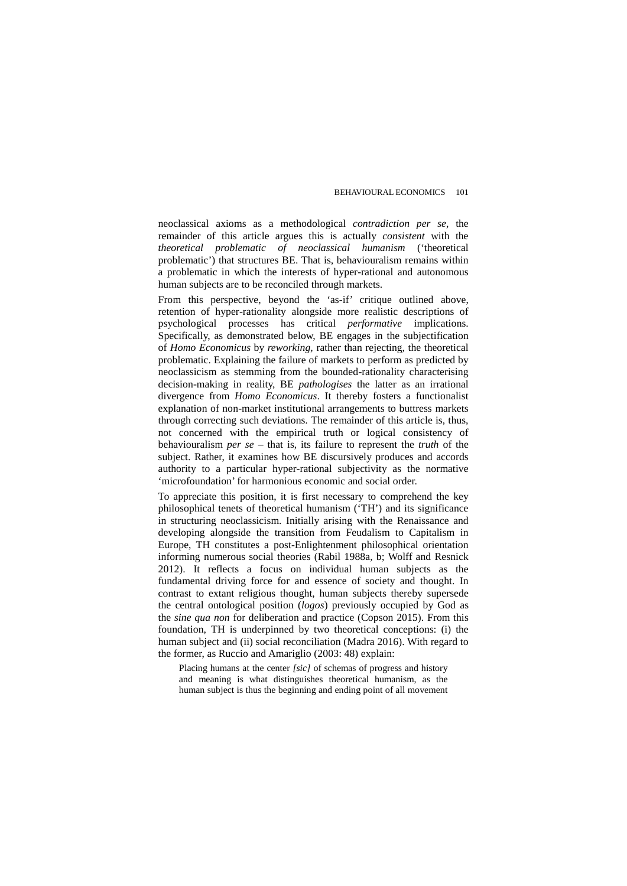neoclassical axioms as a methodological *contradiction per se*, the remainder of this article argues this is actually *consistent* with the *theoretical problematic of neoclassical humanism* ('theoretical problematic') that structures BE. That is, behaviouralism remains within a problematic in which the interests of hyper-rational and autonomous human subjects are to be reconciled through markets.

From this perspective, beyond the 'as-if' critique outlined above, retention of hyper-rationality alongside more realistic descriptions of psychological processes has critical *performative* implications. Specifically, as demonstrated below, BE engages in the subjectification of *Homo Economicus* by *reworking*, rather than rejecting, the theoretical problematic. Explaining the failure of markets to perform as predicted by neoclassicism as stemming from the bounded-rationality characterising decision-making in reality, BE *pathologises* the latter as an irrational divergence from *Homo Economicus*. It thereby fosters a functionalist explanation of non-market institutional arrangements to buttress markets through correcting such deviations. The remainder of this article is, thus, not concerned with the empirical truth or logical consistency of behaviouralism *per se* – that is, its failure to represent the *truth* of the subject. Rather, it examines how BE discursively produces and accords authority to a particular hyper-rational subjectivity as the normative 'microfoundation' for harmonious economic and social order.

To appreciate this position, it is first necessary to comprehend the key philosophical tenets of theoretical humanism ('TH') and its significance in structuring neoclassicism. Initially arising with the Renaissance and developing alongside the transition from Feudalism to Capitalism in Europe, TH constitutes a post-Enlightenment philosophical orientation informing numerous social theories (Rabil 1988a, b; Wolff and Resnick 2012). It reflects a focus on individual human subjects as the fundamental driving force for and essence of society and thought. In contrast to extant religious thought, human subjects thereby supersede the central ontological position (*logos*) previously occupied by God as the *sine qua non* for deliberation and practice (Copson 2015). From this foundation, TH is underpinned by two theoretical conceptions: (i) the human subject and (ii) social reconciliation (Madra 2016). With regard to the former, as Ruccio and Amariglio (2003: 48) explain:

> Placing humans at the center *[sic]* of schemas of progress and history and meaning is what distinguishes theoretical humanism, as the human subject is thus the beginning and ending point of all movement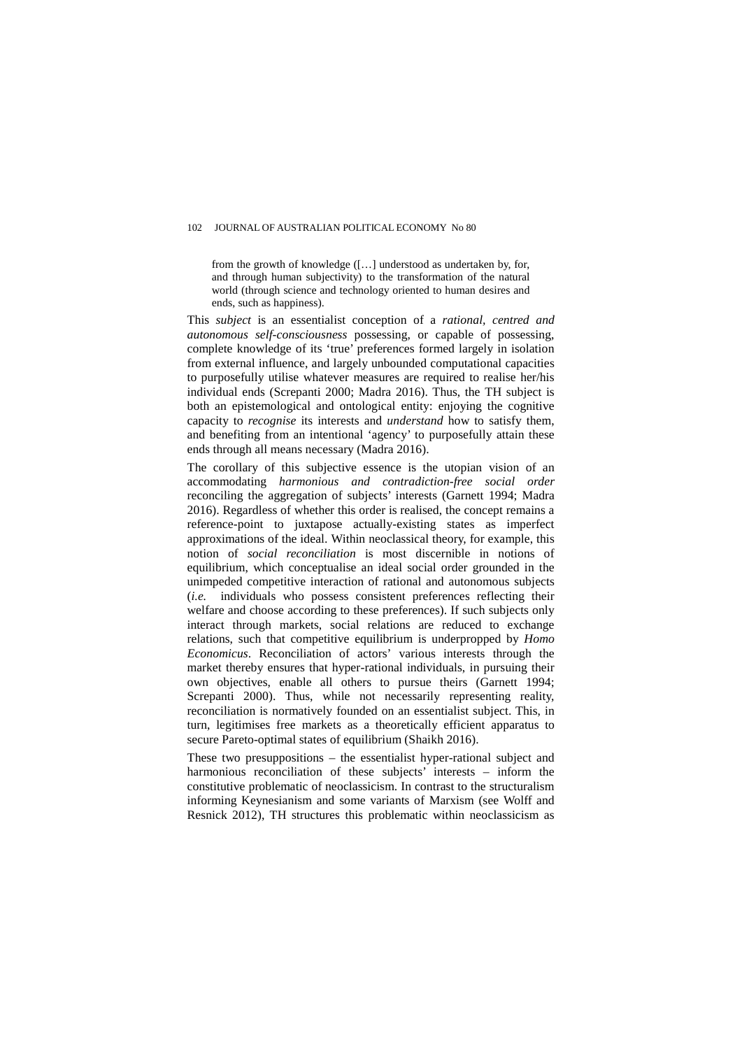> from the growth of knowledge ([…] understood as undertaken by, for, and through human subjectivity) to the transformation of the natural world (through science and technology oriented to human desires and ends, such as happiness).

This *subject* is an essentialist conception of a *rational, centred and autonomous self-consciousness* possessing, or capable of possessing, complete knowledge of its 'true' preferences formed largely in isolation from external influence, and largely unbounded computational capacities to purposefully utilise whatever measures are required to realise her/his individual ends (Screpanti 2000; Madra 2016). Thus, the TH subject is both an epistemological and ontological entity: enjoying the cognitive capacity to *recognise* its interests and *understand* how to satisfy them, and benefiting from an intentional 'agency' to purposefully attain these ends through all means necessary (Madra 2016).

The corollary of this subjective essence is the utopian vision of an accommodating *harmonious and contradiction-free social order* reconciling the aggregation of subjects' interests (Garnett 1994; Madra 2016). Regardless of whether this order is realised, the concept remains a reference-point to juxtapose actually-existing states as imperfect approximations of the ideal. Within neoclassical theory, for example, this notion of *social reconciliation* is most discernible in notions of equilibrium, which conceptualise an ideal social order grounded in the unimpeded competitive interaction of rational and autonomous subjects (*i.e.* individuals who possess consistent preferences reflecting their welfare and choose according to these preferences). If such subjects only interact through markets, social relations are reduced to exchange relations, such that competitive equilibrium is underpropped by *Homo Economicus*. Reconciliation of actors' various interests through the market thereby ensures that hyper-rational individuals, in pursuing their own objectives, enable all others to pursue theirs (Garnett 1994; Screpanti 2000). Thus, while not necessarily representing reality, reconciliation is normatively founded on an essentialist subject. This, in turn, legitimises free markets as a theoretically efficient apparatus to secure Pareto-optimal states of equilibrium (Shaikh 2016).

These two presuppositions – the essentialist hyper-rational subject and harmonious reconciliation of these subjects' interests – inform the constitutive problematic of neoclassicism. In contrast to the structuralism informing Keynesianism and some variants of Marxism (see Wolff and Resnick 2012), TH structures this problematic within neoclassicism as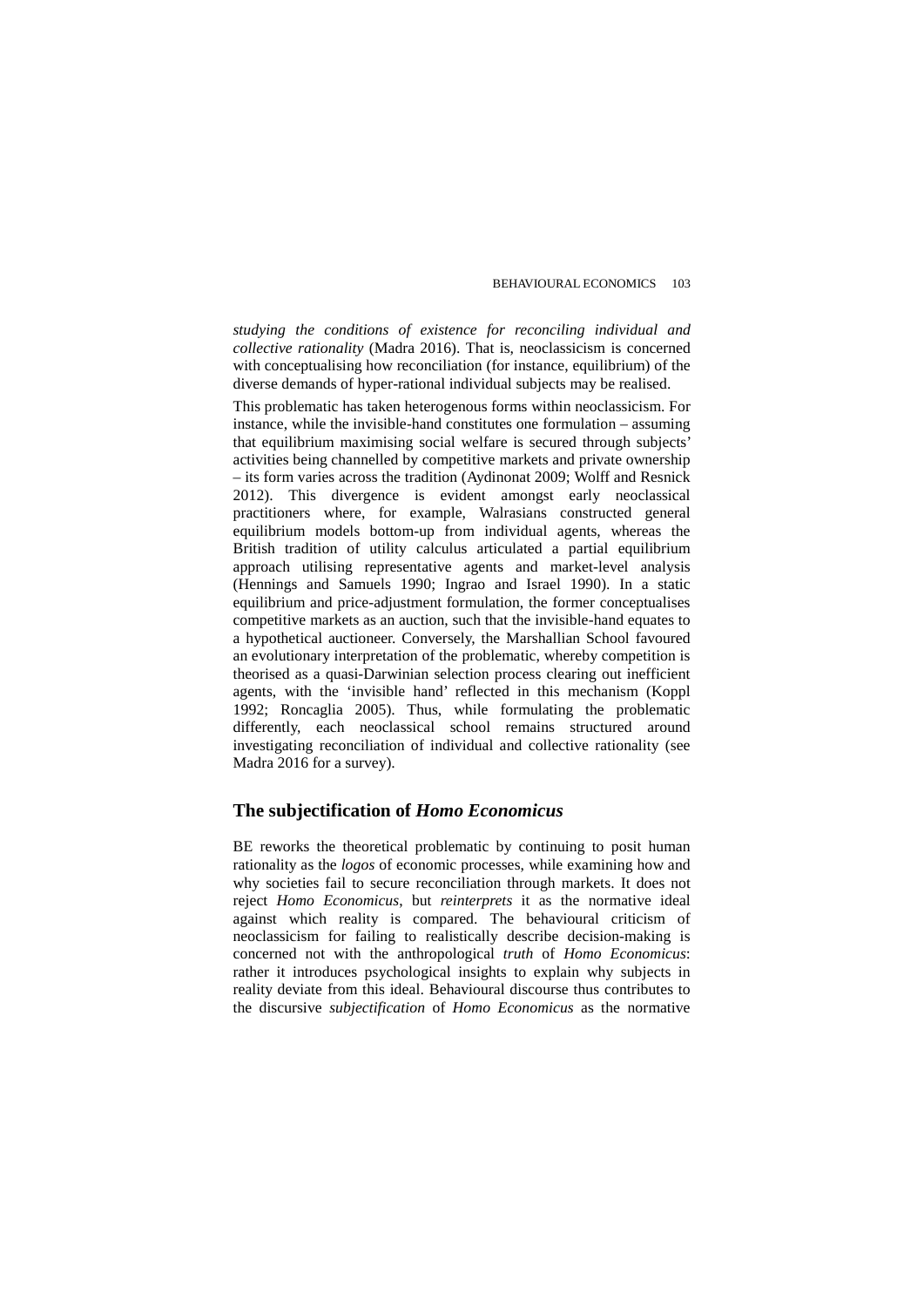*studying the conditions of existence for reconciling individual and collective rationality* (Madra 2016). That is, neoclassicism is concerned with conceptualising how reconciliation (for instance, equilibrium) of the diverse demands of hyper-rational individual subjects may be realised.

This problematic has taken heterogenous forms within neoclassicism. For instance, while the invisible-hand constitutes one formulation – assuming that equilibrium maximising social welfare is secured through subjects' activities being channelled by competitive markets and private ownership – its form varies across the tradition (Aydinonat 2009; Wolff and Resnick 2012). This divergence is evident amongst early neoclassical practitioners where, for example, Walrasians constructed general equilibrium models bottom-up from individual agents, whereas the British tradition of utility calculus articulated a partial equilibrium approach utilising representative agents and market-level analysis (Hennings and Samuels 1990; Ingrao and Israel 1990). In a static equilibrium and price-adjustment formulation, the former conceptualises competitive markets as an auction, such that the invisible-hand equates to a hypothetical auctioneer. Conversely, the Marshallian School favoured an evolutionary interpretation of the problematic, whereby competition is theorised as a quasi-Darwinian selection process clearing out inefficient agents, with the 'invisible hand' reflected in this mechanism (Koppl 1992; Roncaglia 2005). Thus, while formulating the problematic differently, each neoclassical school remains structured around investigating reconciliation of individual and collective rationality (see Madra 2016 for a survey).

## The subjectification of *Homo Economicus*

BE reworks the theoretical problematic by continuing to posit human rationality as the *logos* of economic processes, while examining how and why societies fail to secure reconciliation through markets. It does not reject *Homo Economicus*, but *reinterprets* it as the normative ideal against which reality is compared. The behavioural criticism of neoclassicism for failing to realistically describe decision-making is concerned not with the anthropological *truth* of *Homo Economicus*: rather it introduces psychological insights to explain why subjects in reality deviate from this ideal. Behavioural discourse thus contributes to the discursive *subjectification* of *Homo Economicus* as the normative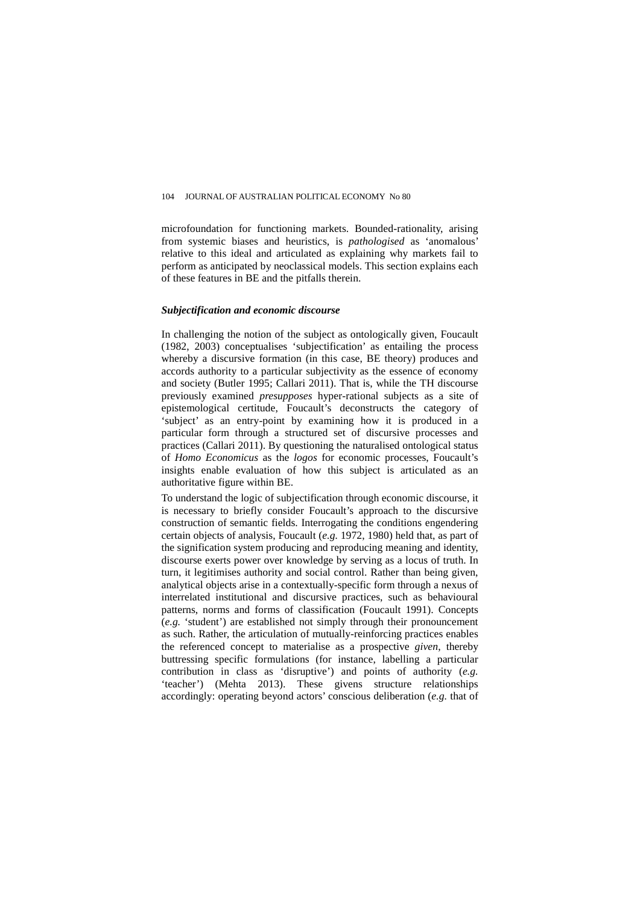microfoundation for functioning markets. Bounded-rationality, arising from systemic biases and heuristics, is *pathologised* as 'anomalous' relative to this ideal and articulated as explaining why markets fail to perform as anticipated by neoclassical models. This section explains each of these features in BE and the pitfalls therein.

### *Subjectification and economic discourse*

In challenging the notion of the subject as ontologically given, Foucault (1982, 2003) conceptualises 'subjectification' as entailing the process whereby a discursive formation (in this case, BE theory) produces and accords authority to a particular subjectivity as the essence of economy and society (Butler 1995; Callari 2011). That is, while the TH discourse previously examined *presupposes* hyper-rational subjects as a site of epistemological certitude, Foucault's deconstructs the category of 'subject' as an entry-point by examining how it is produced in a particular form through a structured set of discursive processes and practices (Callari 2011). By questioning the naturalised ontological status of *Homo Economicus* as the *logos* for economic processes, Foucault's insights enable evaluation of how this subject is articulated as an authoritative figure within BE.

To understand the logic of subjectification through economic discourse, it is necessary to briefly consider Foucault's approach to the discursive construction of semantic fields. Interrogating the conditions engendering certain objects of analysis, Foucault (*e.g.* 1972, 1980) held that, as part of the signification system producing and reproducing meaning and identity, discourse exerts power over knowledge by serving as a locus of truth. In turn, it legitimises authority and social control. Rather than being given, analytical objects arise in a contextually-specific form through a nexus of interrelated institutional and discursive practices, such as behavioural patterns, norms and forms of classification (Foucault 1991). Concepts (*e.g.* 'student') are established not simply through their pronouncement as such. Rather, the articulation of mutually-reinforcing practices enables the referenced concept to materialise as a prospective *given*, thereby buttressing specific formulations (for instance, labelling a particular contribution in class as 'disruptive') and points of authority (*e.g.* 'teacher') (Mehta 2013). These givens structure relationships accordingly: operating beyond actors' conscious deliberation (*e.g.* that of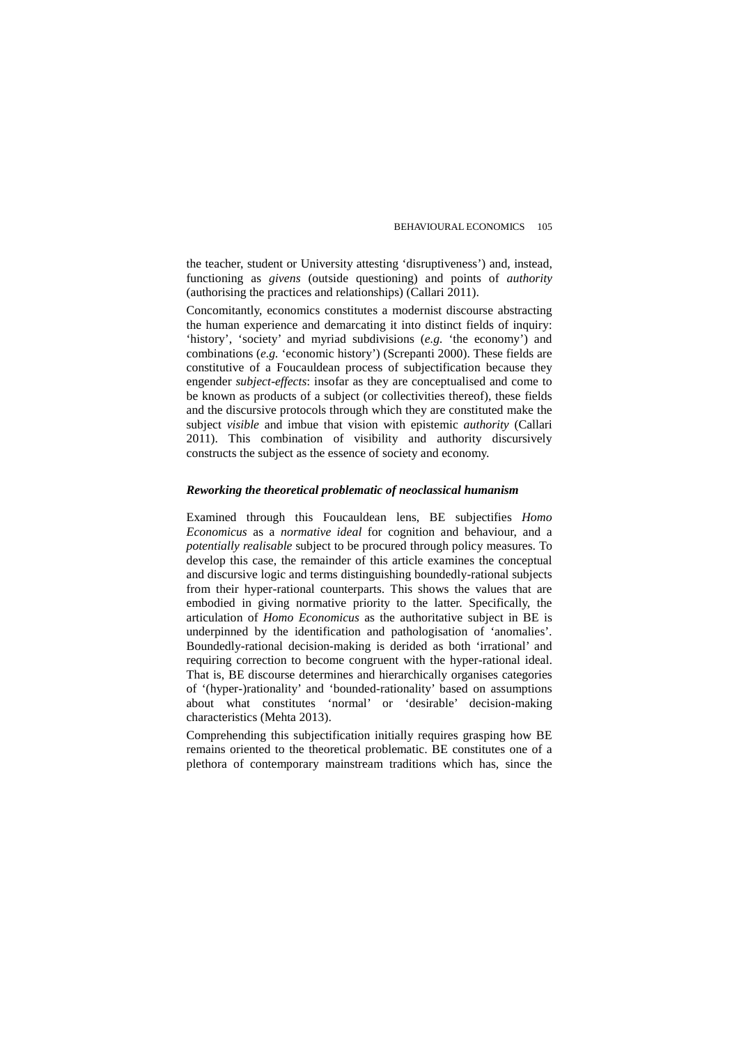the teacher, student or University attesting 'disruptiveness') and, instead, functioning as *givens* (outside questioning) and points of *authority* (authorising the practices and relationships) (Callari 2011).

Concomitantly, economics constitutes a modernist discourse abstracting the human experience and demarcating it into distinct fields of inquiry: 'history', 'society' and myriad subdivisions (*e.g.* 'the economy') and combinations (*e.g.* 'economic history') (Screpanti 2000). These fields are constitutive of a Foucauldean process of subjectification because they engender *subject-effects*: insofar as they are conceptualised and come to be known as products of a subject (or collectivities thereof), these fields and the discursive protocols through which they are constituted make the subject *visible* and imbue that vision with epistemic *authority* (Callari 2011). This combination of visibility and authority discursively constructs the subject as the essence of society and economy.

### *Reworking the theoretical problematic of neoclassical humanism*

Examined through this Foucauldean lens, BE subjectifies *Homo Economicus* as a *normative ideal* for cognition and behaviour, and a *potentially realisable* subject to be procured through policy measures. To develop this case, the remainder of this article examines the conceptual and discursive logic and terms distinguishing boundedly-rational subjects from their hyper-rational counterparts. This shows the values that are embodied in giving normative priority to the latter. Specifically, the articulation of *Homo Economicus* as the authoritative subject in BE is underpinned by the identification and pathologisation of 'anomalies'. Boundedly-rational decision-making is derided as both 'irrational' and requiring correction to become congruent with the hyper-rational ideal. That is, BE discourse determines and hierarchically organises categories of '(hyper-)rationality' and 'bounded-rationality' based on assumptions about what constitutes 'normal' or 'desirable' decision-making characteristics (Mehta 2013).

Comprehending this subjectification initially requires grasping how BE remains oriented to the theoretical problematic. BE constitutes one of a plethora of contemporary mainstream traditions which has, since the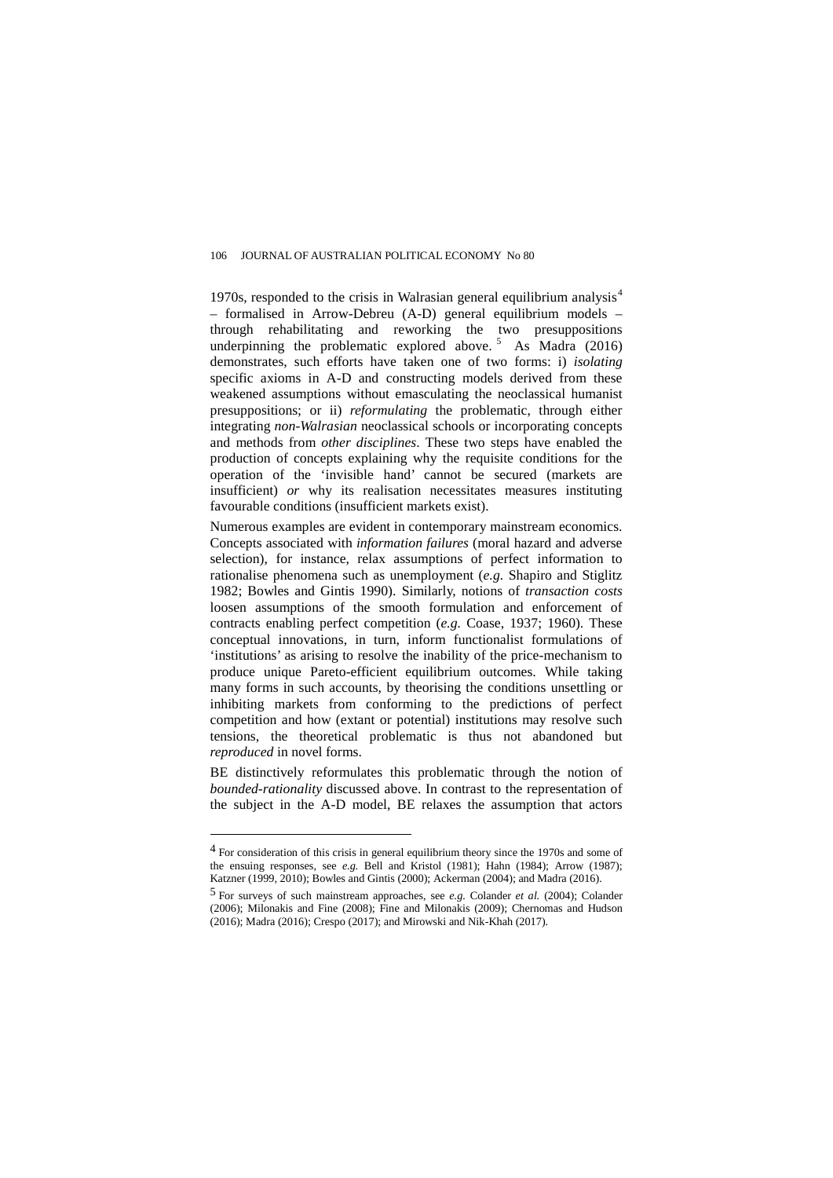1970s, responded to the crisis in Walrasian general equilibrium analysis[4] – formalised in Arrow-Debreu (A-D) general equilibrium models – through rehabilitating and reworking the two presuppositions underpinning the problematic explored above.[5] As Madra (2016) demonstrates, such efforts have taken one of two forms: i) *isolating* specific axioms in A-D and constructing models derived from these weakened assumptions without emasculating the neoclassical humanist presuppositions; or ii) *reformulating* the problematic, through either integrating *non-Walrasian* neoclassical schools or incorporating concepts and methods from *other disciplines*. These two steps have enabled the production of concepts explaining why the requisite conditions for the operation of the 'invisible hand' cannot be secured (markets are insufficient) *or* why its realisation necessitates measures instituting favourable conditions (insufficient markets exist).

Numerous examples are evident in contemporary mainstream economics. Concepts associated with *information failures* (moral hazard and adverse selection), for instance, relax assumptions of perfect information to rationalise phenomena such as unemployment (*e.g.* Shapiro and Stiglitz 1982; Bowles and Gintis 1990). Similarly, notions of *transaction costs* loosen assumptions of the smooth formulation and enforcement of contracts enabling perfect competition (*e.g.* Coase, 1937; 1960). These conceptual innovations, in turn, inform functionalist formulations of 'institutions' as arising to resolve the inability of the price-mechanism to produce unique Pareto-efficient equilibrium outcomes. While taking many forms in such accounts, by theorising the conditions unsettling or inhibiting markets from conforming to the predictions of perfect competition and how (extant or potential) institutions may resolve such tensions, the theoretical problematic is thus not abandoned but *reproduced* in novel forms.

BE distinctively reformulates this problematic through the notion of *bounded-rationality* discussed above. In contrast to the representation of the subject in the A-D model, BE relaxes the assumption that actors

---

[4] For consideration of this crisis in general equilibrium theory since the 1970s and some of the ensuing responses, see *e.g.* Bell and Kristol (1981); Hahn (1984); Arrow (1987); Katzner (1999, 2010); Bowles and Gintis (2000); Ackerman (2004); and Madra (2016).

[5] For surveys of such mainstream approaches, see *e.g.* Colander *et al.* (2004); Colander (2006); Milonakis and Fine (2008); Fine and Milonakis (2009); Chernomas and Hudson (2016); Madra (2016); Crespo (2017); and Mirowski and Nik-Khah (2017).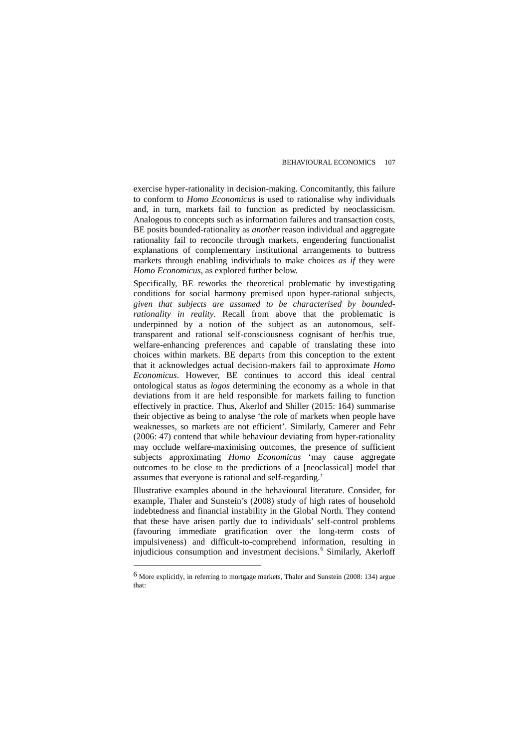exercise hyper-rationality in decision-making. Concomitantly, this failure to conform to *Homo Economicus* is used to rationalise why individuals and, in turn, markets fail to function as predicted by neoclassicism. Analogous to concepts such as information failures and transaction costs, BE posits bounded-rationality as *another* reason individual and aggregate rationality fail to reconcile through markets, engendering functionalist explanations of complementary institutional arrangements to buttress markets through enabling individuals to make choices *as if* they were *Homo Economicus*, as explored further below.

Specifically, BE reworks the theoretical problematic by investigating conditions for social harmony premised upon hyper-rational subjects, *given that subjects are assumed to be characterised by bounded-rationality in reality*. Recall from above that the problematic is underpinned by a notion of the subject as an autonomous, self-transparent and rational self-consciousness cognisant of her/his true, welfare-enhancing preferences and capable of translating these into choices within markets. BE departs from this conception to the extent that it acknowledges actual decision-makers fail to approximate *Homo Economicus*. However, BE continues to accord this ideal central ontological status as *logos* determining the economy as a whole in that deviations from it are held responsible for markets failing to function effectively in practice. Thus, Akerlof and Shiller (2015: 164) summarise their objective as being to analyse 'the role of markets when people have weaknesses, so markets are not efficient'. Similarly, Camerer and Fehr (2006: 47) contend that while behaviour deviating from hyper-rationality may occlude welfare-maximising outcomes, the presence of sufficient subjects approximating *Homo Economicus* 'may cause aggregate outcomes to be close to the predictions of a [neoclassical] model that assumes that everyone is rational and self-regarding.'

Illustrative examples abound in the behavioural literature. Consider, for example, Thaler and Sunstein's (2008) study of high rates of household indebtedness and financial instability in the Global North. They contend that these have arisen partly due to individuals' self-control problems (favouring immediate gratification over the long-term costs of impulsiveness) and difficult-to-comprehend information, resulting in injudicious consumption and investment decisions.[6] Similarly, Akerloff

[6] More explicitly, in referring to mortgage markets, Thaler and Sunstein (2008: 134) argue that: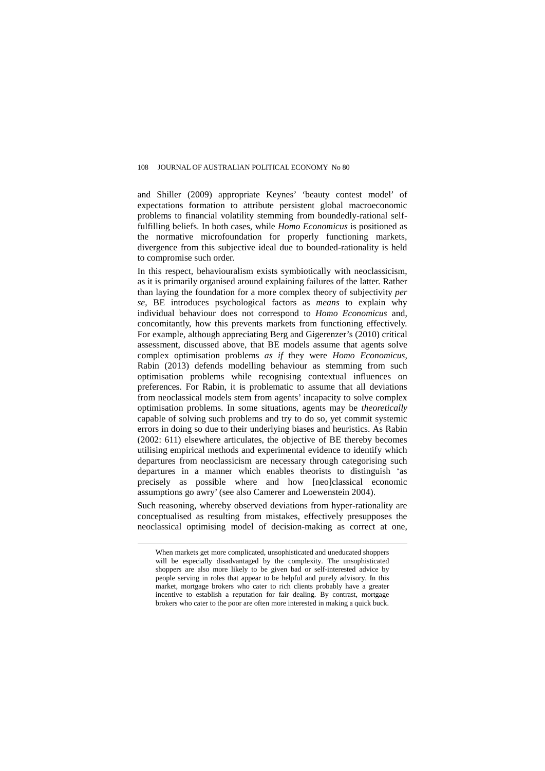and Shiller (2009) appropriate Keynes' 'beauty contest model' of expectations formation to attribute persistent global macroeconomic problems to financial volatility stemming from boundedly-rational self-fulfilling beliefs. In both cases, while *Homo Economicus* is positioned as the normative microfoundation for properly functioning markets, divergence from this subjective ideal due to bounded-rationality is held to compromise such order.

In this respect, behaviouralism exists symbiotically with neoclassicism, as it is primarily organised around explaining failures of the latter. Rather than laying the foundation for a more complex theory of subjectivity *per se*, BE introduces psychological factors as *means* to explain why individual behaviour does not correspond to *Homo Economicus* and, concomitantly, how this prevents markets from functioning effectively. For example, although appreciating Berg and Gigerenzer's (2010) critical assessment, discussed above, that BE models assume that agents solve complex optimisation problems *as if* they were *Homo Economicus*, Rabin (2013) defends modelling behaviour as stemming from such optimisation problems while recognising contextual influences on preferences. For Rabin, it is problematic to assume that all deviations from neoclassical models stem from agents' incapacity to solve complex optimisation problems. In some situations, agents may be *theoretically* capable of solving such problems and try to do so, yet commit systemic errors in doing so due to their underlying biases and heuristics. As Rabin (2002: 611) elsewhere articulates, the objective of BE thereby becomes utilising empirical methods and experimental evidence to identify which departures from neoclassicism are necessary through categorising such departures in a manner which enables theorists to distinguish 'as precisely as possible where and how [neo]classical economic assumptions go awry' (see also Camerer and Loewenstein 2004).

Such reasoning, whereby observed deviations from hyper-rationality are conceptualised as resulting from mistakes, effectively presupposes the neoclassical optimising model of decision-making as correct at one,

---

When markets get more complicated, unsophisticated and uneducated shoppers will be especially disadvantaged by the complexity. The unsophisticated shoppers are also more likely to be given bad or self-interested advice by people serving in roles that appear to be helpful and purely advisory. In this market, mortgage brokers who cater to rich clients probably have a greater incentive to establish a reputation for fair dealing. By contrast, mortgage brokers who cater to the poor are often more interested in making a quick buck.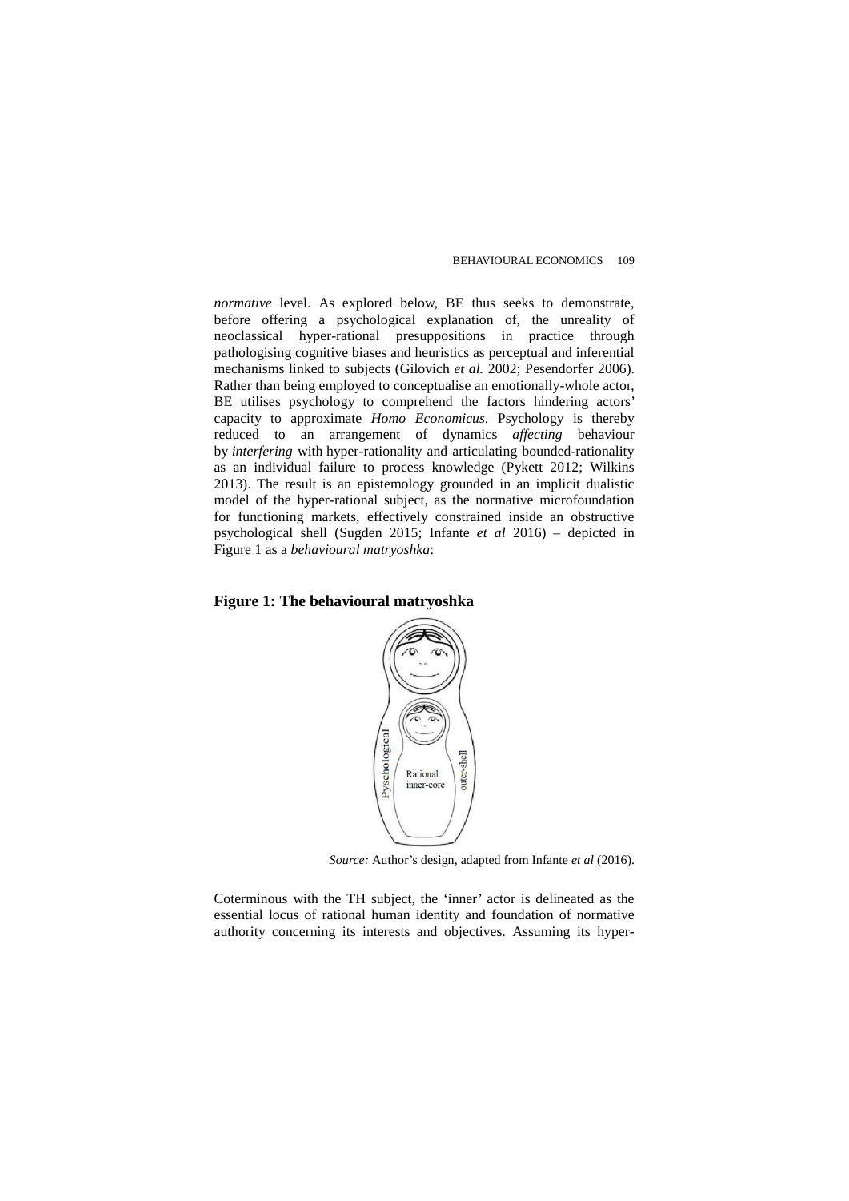*normative* level. As explored below, BE thus seeks to demonstrate, before offering a psychological explanation of, the unreality of neoclassical hyper-rational presuppositions in practice through pathologising cognitive biases and heuristics as perceptual and inferential mechanisms linked to subjects (Gilovich *et al.* 2002; Pesendorfer 2006). Rather than being employed to conceptualise an emotionally-whole actor, BE utilises psychology to comprehend the factors hindering actors' capacity to approximate *Homo Economicus*. Psychology is thereby reduced to an arrangement of dynamics *affecting* behaviour by *interfering* with hyper-rationality and articulating bounded-rationality as an individual failure to process knowledge (Pykett 2012; Wilkins 2013). The result is an epistemology grounded in an implicit dualistic model of the hyper-rational subject, as the normative microfoundation for functioning markets, effectively constrained inside an obstructive psychological shell (Sugden 2015; Infante *et al* 2016) – depicted in Figure 1 as a *behavioural matryoshka*:

**Figure 1: The behavioural matryoshka**

Pyschological outer-shell

Rational inner-core

*Source:* Author's design, adapted from Infante *et al* (2016).

Coterminous with the TH subject, the 'inner' actor is delineated as the essential locus of rational human identity and foundation of normative authority concerning its interests and objectives. Assuming its hyper-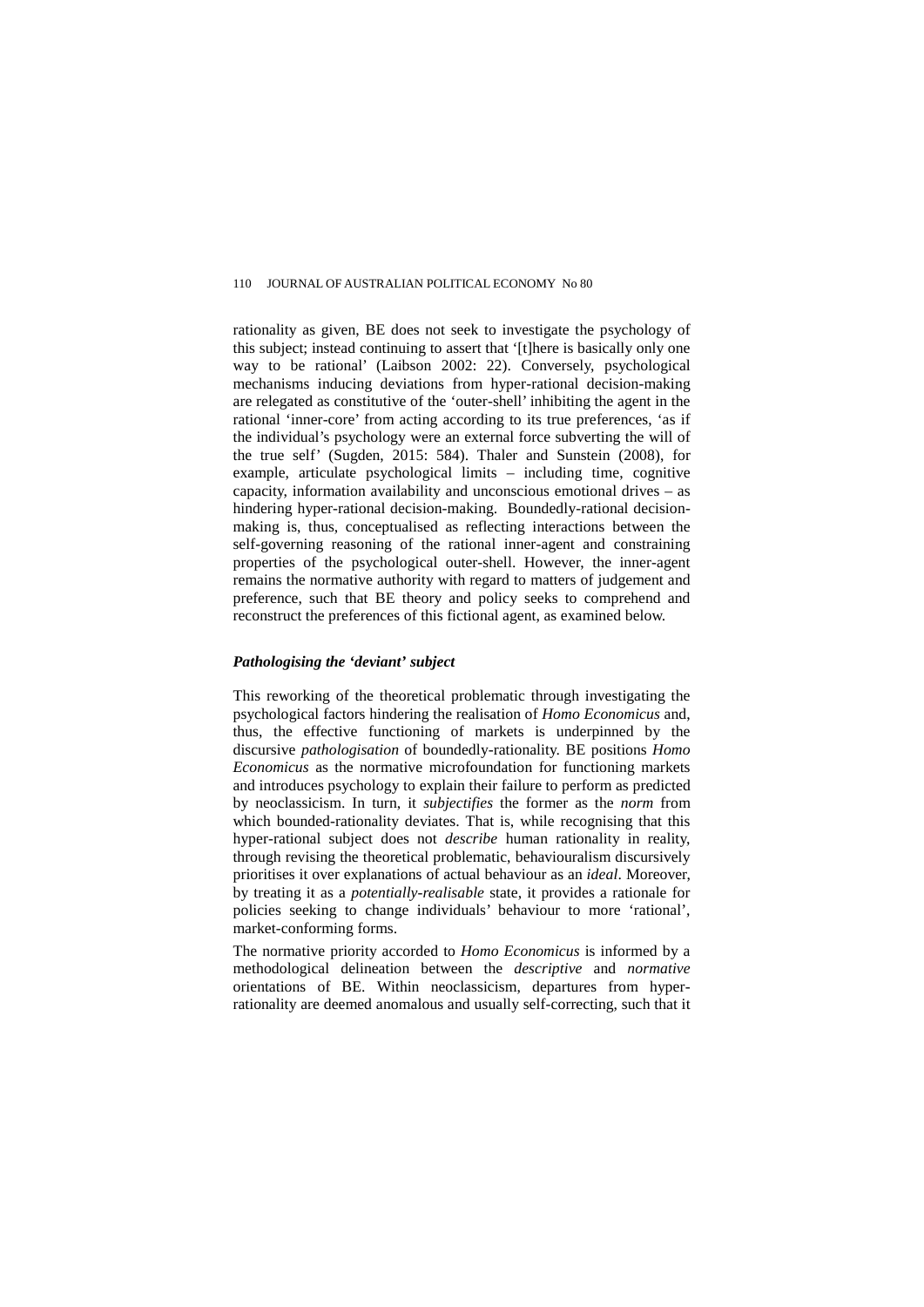rationality as given, BE does not seek to investigate the psychology of this subject; instead continuing to assert that '[t]here is basically only one way to be rational' (Laibson 2002: 22). Conversely, psychological mechanisms inducing deviations from hyper-rational decision-making are relegated as constitutive of the 'outer-shell' inhibiting the agent in the rational 'inner-core' from acting according to its true preferences, 'as if the individual's psychology were an external force subverting the will of the true self' (Sugden, 2015: 584). Thaler and Sunstein (2008), for example, articulate psychological limits – including time, cognitive capacity, information availability and unconscious emotional drives – as hindering hyper-rational decision-making. Boundedly-rational decision-making is, thus, conceptualised as reflecting interactions between the self-governing reasoning of the rational inner-agent and constraining properties of the psychological outer-shell. However, the inner-agent remains the normative authority with regard to matters of judgement and preference, such that BE theory and policy seeks to comprehend and reconstruct the preferences of this fictional agent, as examined below.

### *Pathologising the 'deviant' subject*

This reworking of the theoretical problematic through investigating the psychological factors hindering the realisation of *Homo Economicus* and, thus, the effective functioning of markets is underpinned by the discursive *pathologisation* of boundedly-rationality. BE positions *Homo Economicus* as the normative microfoundation for functioning markets and introduces psychology to explain their failure to perform as predicted by neoclassicism. In turn, it *subjectifies* the former as the *norm* from which bounded-rationality deviates. That is, while recognising that this hyper-rational subject does not *describe* human rationality in reality, through revising the theoretical problematic, behaviouralism discursively prioritises it over explanations of actual behaviour as an *ideal*. Moreover, by treating it as a *potentially-realisable* state, it provides a rationale for policies seeking to change individuals' behaviour to more 'rational', market-conforming forms.

The normative priority accorded to *Homo Economicus* is informed by a methodological delineation between the *descriptive* and *normative* orientations of BE. Within neoclassicism, departures from hyper-rationality are deemed anomalous and usually self-correcting, such that it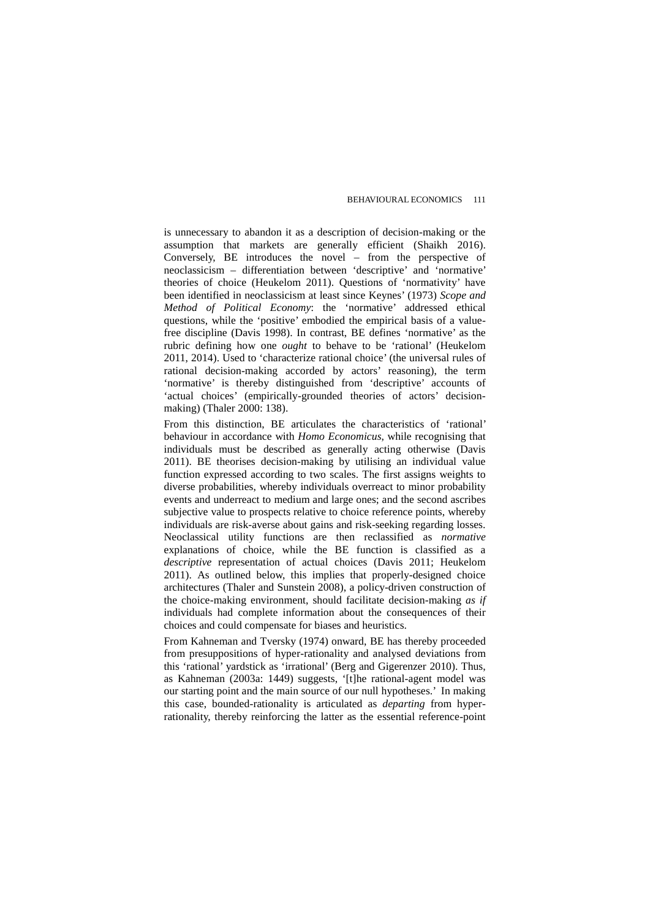is unnecessary to abandon it as a description of decision-making or the assumption that markets are generally efficient (Shaikh 2016). Conversely, BE introduces the novel – from the perspective of neoclassicism – differentiation between 'descriptive' and 'normative' theories of choice (Heukelom 2011). Questions of 'normativity' have been identified in neoclassicism at least since Keynes' (1973) *Scope and Method of Political Economy*: the 'normative' addressed ethical questions, while the 'positive' embodied the empirical basis of a value-free discipline (Davis 1998). In contrast, BE defines 'normative' as the rubric defining how one *ought* to behave to be 'rational' (Heukelom 2011, 2014). Used to 'characterize rational choice' (the universal rules of rational decision-making accorded by actors' reasoning), the term 'normative' is thereby distinguished from 'descriptive' accounts of 'actual choices' (empirically-grounded theories of actors' decision-making) (Thaler 2000: 138).

From this distinction, BE articulates the characteristics of 'rational' behaviour in accordance with *Homo Economicus*, while recognising that individuals must be described as generally acting otherwise (Davis 2011). BE theorises decision-making by utilising an individual value function expressed according to two scales. The first assigns weights to diverse probabilities, whereby individuals overreact to minor probability events and underreact to medium and large ones; and the second ascribes subjective value to prospects relative to choice reference points, whereby individuals are risk-averse about gains and risk-seeking regarding losses. Neoclassical utility functions are then reclassified as *normative* explanations of choice, while the BE function is classified as a *descriptive* representation of actual choices (Davis 2011; Heukelom 2011). As outlined below, this implies that properly-designed choice architectures (Thaler and Sunstein 2008), a policy-driven construction of the choice-making environment, should facilitate decision-making *as if* individuals had complete information about the consequences of their choices and could compensate for biases and heuristics.

From Kahneman and Tversky (1974) onward, BE has thereby proceeded from presuppositions of hyper-rationality and analysed deviations from this 'rational' yardstick as 'irrational' (Berg and Gigerenzer 2010). Thus, as Kahneman (2003a: 1449) suggests, '[t]he rational-agent model was our starting point and the main source of our null hypotheses.' In making this case, bounded-rationality is articulated as *departing* from hyper-rationality, thereby reinforcing the latter as the essential reference-point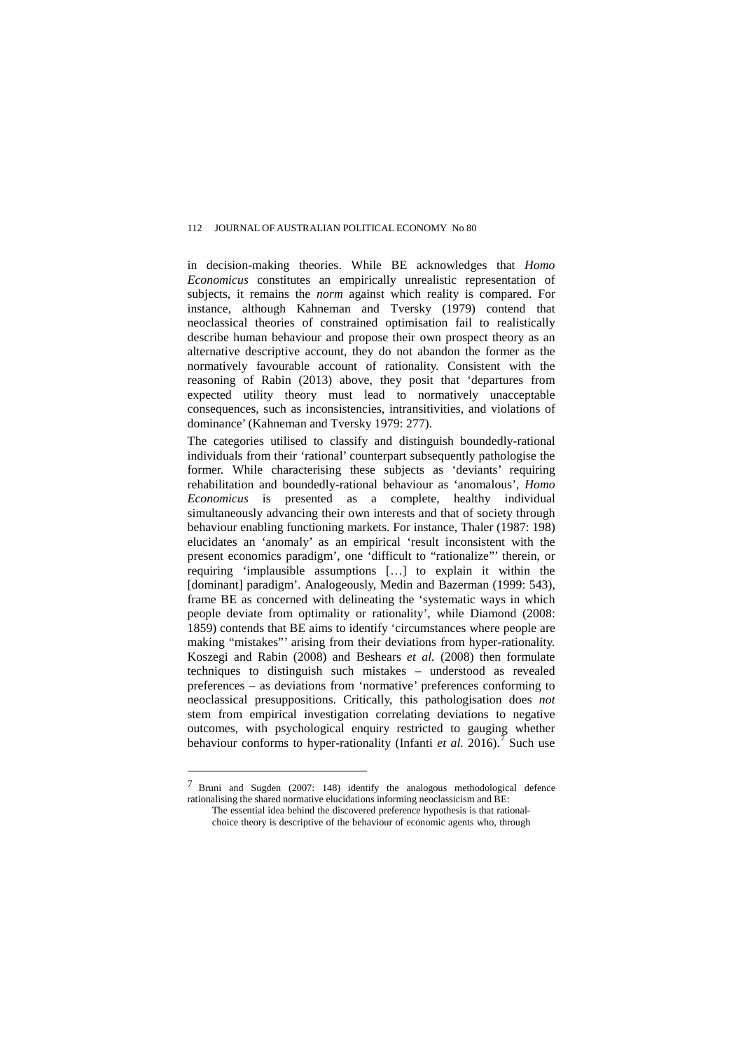in decision-making theories. While BE acknowledges that *Homo Economicus* constitutes an empirically unrealistic representation of subjects, it remains the *norm* against which reality is compared. For instance, although Kahneman and Tversky (1979) contend that neoclassical theories of constrained optimisation fail to realistically describe human behaviour and propose their own prospect theory as an alternative descriptive account, they do not abandon the former as the normatively favourable account of rationality. Consistent with the reasoning of Rabin (2013) above, they posit that 'departures from expected utility theory must lead to normatively unacceptable consequences, such as inconsistencies, intransitivities, and violations of dominance' (Kahneman and Tversky 1979: 277).

The categories utilised to classify and distinguish boundedly-rational individuals from their 'rational' counterpart subsequently pathologise the former. While characterising these subjects as 'deviants' requiring rehabilitation and boundedly-rational behaviour as 'anomalous', *Homo Economicus* is presented as a complete, healthy individual simultaneously advancing their own interests and that of society through behaviour enabling functioning markets. For instance, Thaler (1987: 198) elucidates an 'anomaly' as an empirical 'result inconsistent with the present economics paradigm', one 'difficult to "rationalize"' therein, or requiring 'implausible assumptions […] to explain it within the [dominant] paradigm'. Analogeously, Medin and Bazerman (1999: 543), frame BE as concerned with delineating the 'systematic ways in which people deviate from optimality or rationality', while Diamond (2008: 1859) contends that BE aims to identify 'circumstances where people are making "mistakes"' arising from their deviations from hyper-rationality. Koszegi and Rabin (2008) and Beshears *et al.* (2008) then formulate techniques to distinguish such mistakes – understood as revealed preferences – as deviations from 'normative' preferences conforming to neoclassical presuppositions. Critically, this pathologisation does *not* stem from empirical investigation correlating deviations to negative outcomes, with psychological enquiry restricted to gauging whether behaviour conforms to hyper-rationality (Infanti *et al.* 2016).[7] Such use

---

[7] Bruni and Sugden (2007: 148) identify the analogous methodological defence rationalising the shared normative elucidations informing neoclassicism and BE:

> The essential idea behind the discovered preference hypothesis is that rational-choice theory is descriptive of the behaviour of economic agents who, through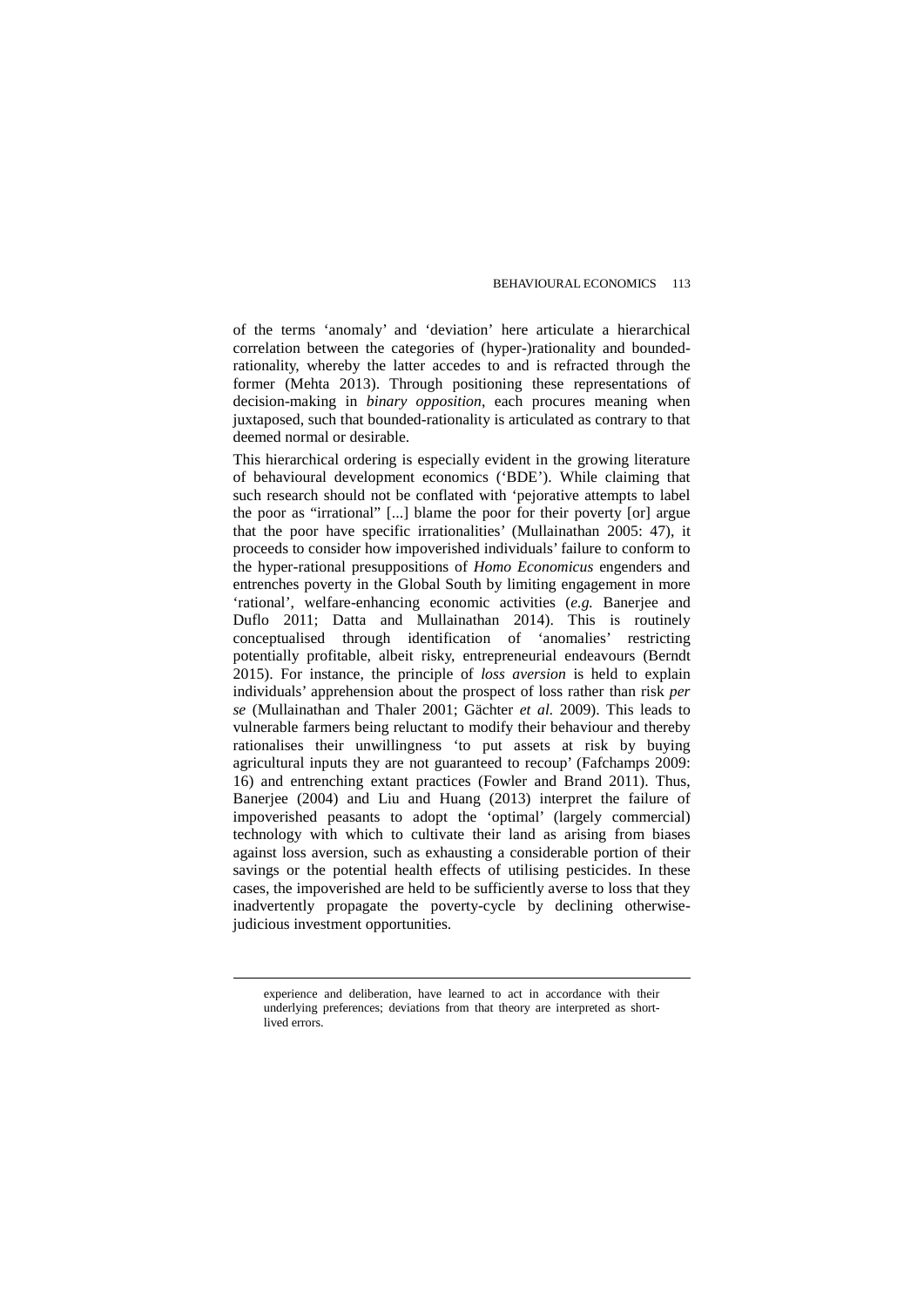of the terms 'anomaly' and 'deviation' here articulate a hierarchical correlation between the categories of (hyper-)rationality and bounded-rationality, whereby the latter accedes to and is refracted through the former (Mehta 2013). Through positioning these representations of decision-making in *binary opposition*, each procures meaning when juxtaposed, such that bounded-rationality is articulated as contrary to that deemed normal or desirable.

This hierarchical ordering is especially evident in the growing literature of behavioural development economics ('BDE'). While claiming that such research should not be conflated with 'pejorative attempts to label the poor as "irrational" [...] blame the poor for their poverty [or] argue that the poor have specific irrationalities' (Mullainathan 2005: 47), it proceeds to consider how impoverished individuals' failure to conform to the hyper-rational presuppositions of *Homo Economicus* engenders and entrenches poverty in the Global South by limiting engagement in more 'rational', welfare-enhancing economic activities (*e.g.* Banerjee and Duflo 2011; Datta and Mullainathan 2014). This is routinely conceptualised through identification of 'anomalies' restricting potentially profitable, albeit risky, entrepreneurial endeavours (Berndt 2015). For instance, the principle of *loss aversion* is held to explain individuals' apprehension about the prospect of loss rather than risk *per se* (Mullainathan and Thaler 2001; Gächter *et al.* 2009). This leads to vulnerable farmers being reluctant to modify their behaviour and thereby rationalises their unwillingness 'to put assets at risk by buying agricultural inputs they are not guaranteed to recoup' (Fafchamps 2009: 16) and entrenching extant practices (Fowler and Brand 2011). Thus, Banerjee (2004) and Liu and Huang (2013) interpret the failure of impoverished peasants to adopt the 'optimal' (largely commercial) technology with which to cultivate their land as arising from biases against loss aversion, such as exhausting a considerable portion of their savings or the potential health effects of utilising pesticides. In these cases, the impoverished are held to be sufficiently averse to loss that they inadvertently propagate the poverty-cycle by declining otherwise-judicious investment opportunities.

---

experience and deliberation, have learned to act in accordance with their underlying preferences; deviations from that theory are interpreted as short-lived errors.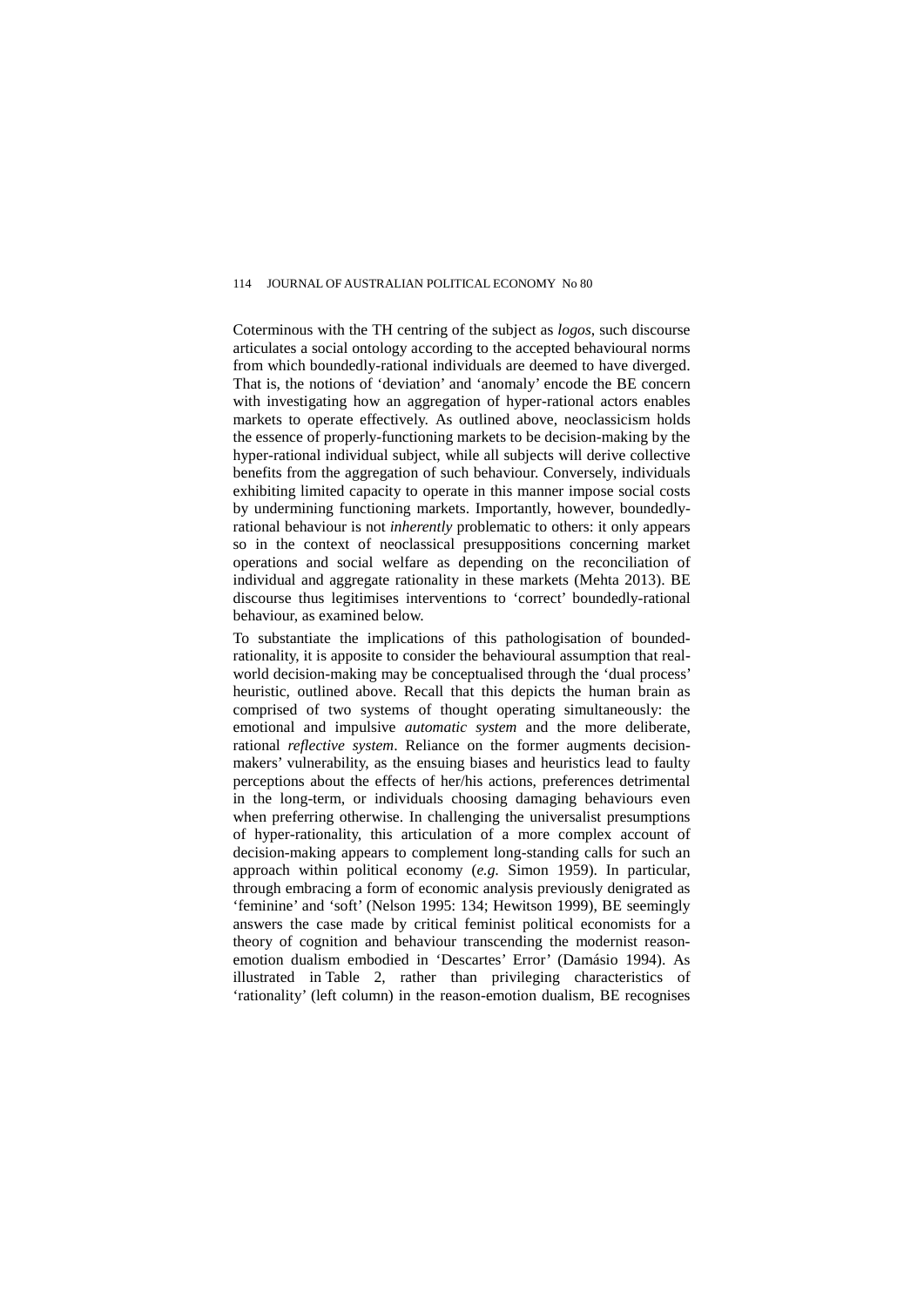Coterminous with the TH centring of the subject as *logos*, such discourse articulates a social ontology according to the accepted behavioural norms from which boundedly-rational individuals are deemed to have diverged. That is, the notions of 'deviation' and 'anomaly' encode the BE concern with investigating how an aggregation of hyper-rational actors enables markets to operate effectively. As outlined above, neoclassicism holds the essence of properly-functioning markets to be decision-making by the hyper-rational individual subject, while all subjects will derive collective benefits from the aggregation of such behaviour. Conversely, individuals exhibiting limited capacity to operate in this manner impose social costs by undermining functioning markets. Importantly, however, boundedly-rational behaviour is not *inherently* problematic to others: it only appears so in the context of neoclassical presuppositions concerning market operations and social welfare as depending on the reconciliation of individual and aggregate rationality in these markets (Mehta 2013). BE discourse thus legitimises interventions to 'correct' boundedly-rational behaviour, as examined below.

To substantiate the implications of this pathologisation of bounded-rationality, it is apposite to consider the behavioural assumption that real-world decision-making may be conceptualised through the 'dual process' heuristic, outlined above. Recall that this depicts the human brain as comprised of two systems of thought operating simultaneously: the emotional and impulsive *automatic system* and the more deliberate, rational *reflective system*. Reliance on the former augments decision-makers' vulnerability, as the ensuing biases and heuristics lead to faulty perceptions about the effects of her/his actions, preferences detrimental in the long-term, or individuals choosing damaging behaviours even when preferring otherwise. In challenging the universalist presumptions of hyper-rationality, this articulation of a more complex account of decision-making appears to complement long-standing calls for such an approach within political economy (*e.g.* Simon 1959). In particular, through embracing a form of economic analysis previously denigrated as 'feminine' and 'soft' (Nelson 1995: 134; Hewitson 1999), BE seemingly answers the case made by critical feminist political economists for a theory of cognition and behaviour transcending the modernist reason-emotion dualism embodied in 'Descartes' Error' (Damásio 1994). As illustrated in Table 2, rather than privileging characteristics of 'rationality' (left column) in the reason-emotion dualism, BE recognises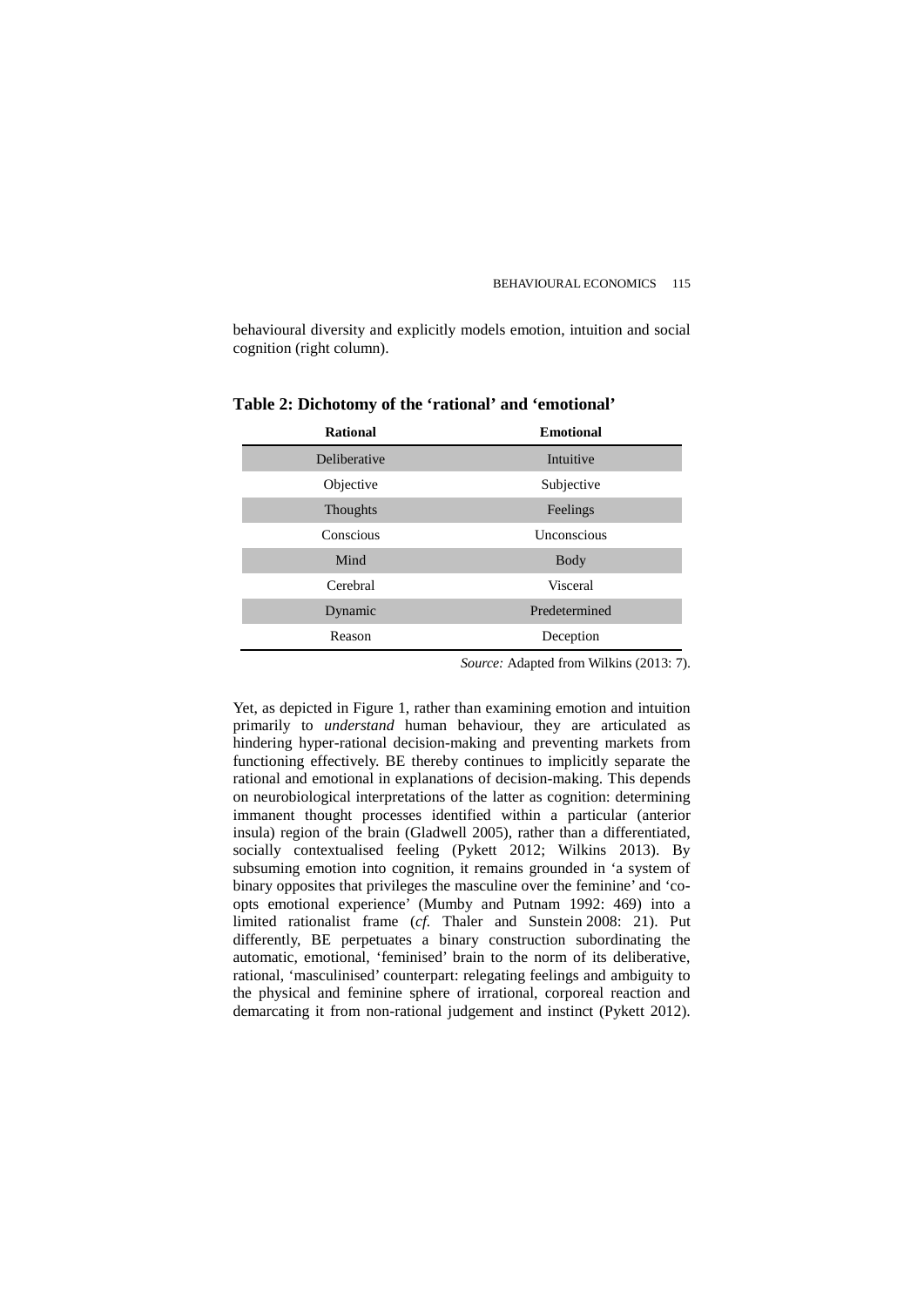behavioural diversity and explicitly models emotion, intuition and social cognition (right column).

**Table 2: Dichotomy of the 'rational' and 'emotional'**

| Rational | Emotional |
|---|---|
| Deliberative | Intuitive |
| Objective | Subjective |
| Thoughts | Feelings |
| Conscious | Unconscious |
| Mind | Body |
| Cerebral | Visceral |
| Dynamic | Predetermined |
| Reason | Deception |

*Source:* Adapted from Wilkins (2013: 7).

Yet, as depicted in Figure 1, rather than examining emotion and intuition primarily to *understand* human behaviour, they are articulated as hindering hyper-rational decision-making and preventing markets from functioning effectively. BE thereby continues to implicitly separate the rational and emotional in explanations of decision-making. This depends on neurobiological interpretations of the latter as cognition: determining immanent thought processes identified within a particular (anterior insula) region of the brain (Gladwell 2005), rather than a differentiated, socially contextualised feeling (Pykett 2012; Wilkins 2013). By subsuming emotion into cognition, it remains grounded in 'a system of binary opposites that privileges the masculine over the feminine' and 'co-opts emotional experience' (Mumby and Putnam 1992: 469) into a limited rationalist frame (*cf.* Thaler and Sunstein 2008: 21). Put differently, BE perpetuates a binary construction subordinating the automatic, emotional, 'feminised' brain to the norm of its deliberative, rational, 'masculinised' counterpart: relegating feelings and ambiguity to the physical and feminine sphere of irrational, corporeal reaction and demarcating it from non-rational judgement and instinct (Pykett 2012).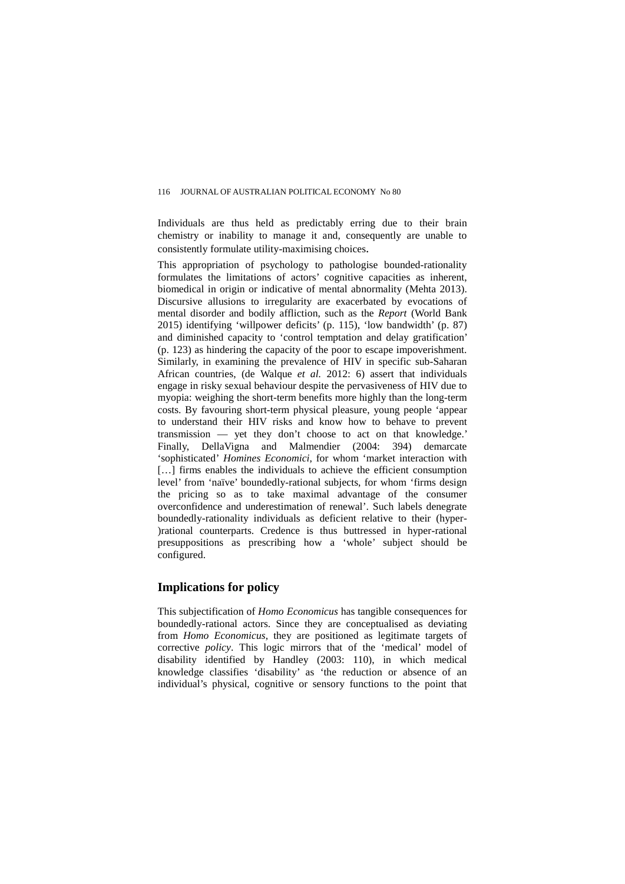Individuals are thus held as predictably erring due to their brain chemistry or inability to manage it and, consequently are unable to consistently formulate utility-maximising choices.

This appropriation of psychology to pathologise bounded-rationality formulates the limitations of actors' cognitive capacities as inherent, biomedical in origin or indicative of mental abnormality (Mehta 2013). Discursive allusions to irregularity are exacerbated by evocations of mental disorder and bodily affliction, such as the *Report* (World Bank 2015) identifying 'willpower deficits' (p. 115), 'low bandwidth' (p. 87) and diminished capacity to 'control temptation and delay gratification' (p. 123) as hindering the capacity of the poor to escape impoverishment. Similarly, in examining the prevalence of HIV in specific sub-Saharan African countries, (de Walque *et al.* 2012: 6) assert that individuals engage in risky sexual behaviour despite the pervasiveness of HIV due to myopia: weighing the short-term benefits more highly than the long-term costs. By favouring short-term physical pleasure, young people 'appear to understand their HIV risks and know how to behave to prevent transmission — yet they don't choose to act on that knowledge.' Finally, DellaVigna and Malmendier (2004: 394) demarcate 'sophisticated' *Homines Economici*, for whom 'market interaction with […] firms enables the individuals to achieve the efficient consumption level' from 'naïve' boundedly-rational subjects, for whom 'firms design the pricing so as to take maximal advantage of the consumer overconfidence and underestimation of renewal'. Such labels denegrate boundedly-rationality individuals as deficient relative to their (hyper-)rational counterparts. Credence is thus buttressed in hyper-rational presuppositions as prescribing how a 'whole' subject should be configured.

## Implications for policy

This subjectification of *Homo Economicus* has tangible consequences for boundedly-rational actors. Since they are conceptualised as deviating from *Homo Economicus*, they are positioned as legitimate targets of corrective *policy*. This logic mirrors that of the 'medical' model of disability identified by Handley (2003: 110), in which medical knowledge classifies 'disability' as 'the reduction or absence of an individual's physical, cognitive or sensory functions to the point that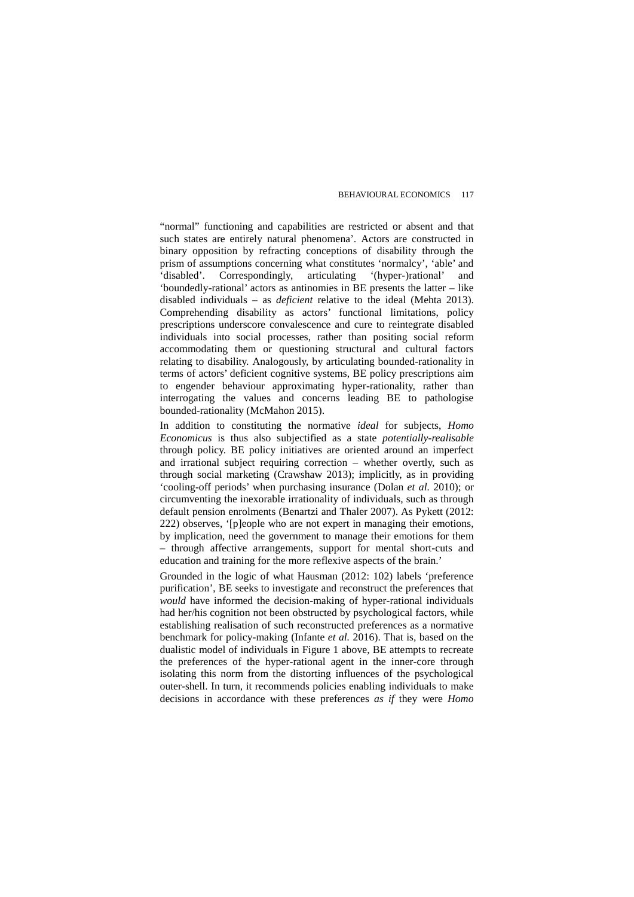"normal" functioning and capabilities are restricted or absent and that such states are entirely natural phenomena'. Actors are constructed in binary opposition by refracting conceptions of disability through the prism of assumptions concerning what constitutes 'normalcy', 'able' and 'disabled'. Correspondingly, articulating '(hyper-)rational' and 'boundedly-rational' actors as antinomies in BE presents the latter – like disabled individuals – as *deficient* relative to the ideal (Mehta 2013). Comprehending disability as actors' functional limitations, policy prescriptions underscore convalescence and cure to reintegrate disabled individuals into social processes, rather than positing social reform accommodating them or questioning structural and cultural factors relating to disability. Analogously, by articulating bounded-rationality in terms of actors' deficient cognitive systems, BE policy prescriptions aim to engender behaviour approximating hyper-rationality, rather than interrogating the values and concerns leading BE to pathologise bounded-rationality (McMahon 2015).

In addition to constituting the normative *ideal* for subjects, *Homo Economicus* is thus also subjectified as a state *potentially-realisable* through policy. BE policy initiatives are oriented around an imperfect and irrational subject requiring correction – whether overtly, such as through social marketing (Crawshaw 2013); implicitly, as in providing 'cooling-off periods' when purchasing insurance (Dolan *et al.* 2010); or circumventing the inexorable irrationality of individuals, such as through default pension enrolments (Benartzi and Thaler 2007). As Pykett (2012: 222) observes, '[p]eople who are not expert in managing their emotions, by implication, need the government to manage their emotions for them – through affective arrangements, support for mental short-cuts and education and training for the more reflexive aspects of the brain.'

Grounded in the logic of what Hausman (2012: 102) labels 'preference purification', BE seeks to investigate and reconstruct the preferences that *would* have informed the decision-making of hyper-rational individuals had her/his cognition not been obstructed by psychological factors, while establishing realisation of such reconstructed preferences as a normative benchmark for policy-making (Infante *et al.* 2016). That is, based on the dualistic model of individuals in Figure 1 above, BE attempts to recreate the preferences of the hyper-rational agent in the inner-core through isolating this norm from the distorting influences of the psychological outer-shell. In turn, it recommends policies enabling individuals to make decisions in accordance with these preferences *as if* they were *Homo*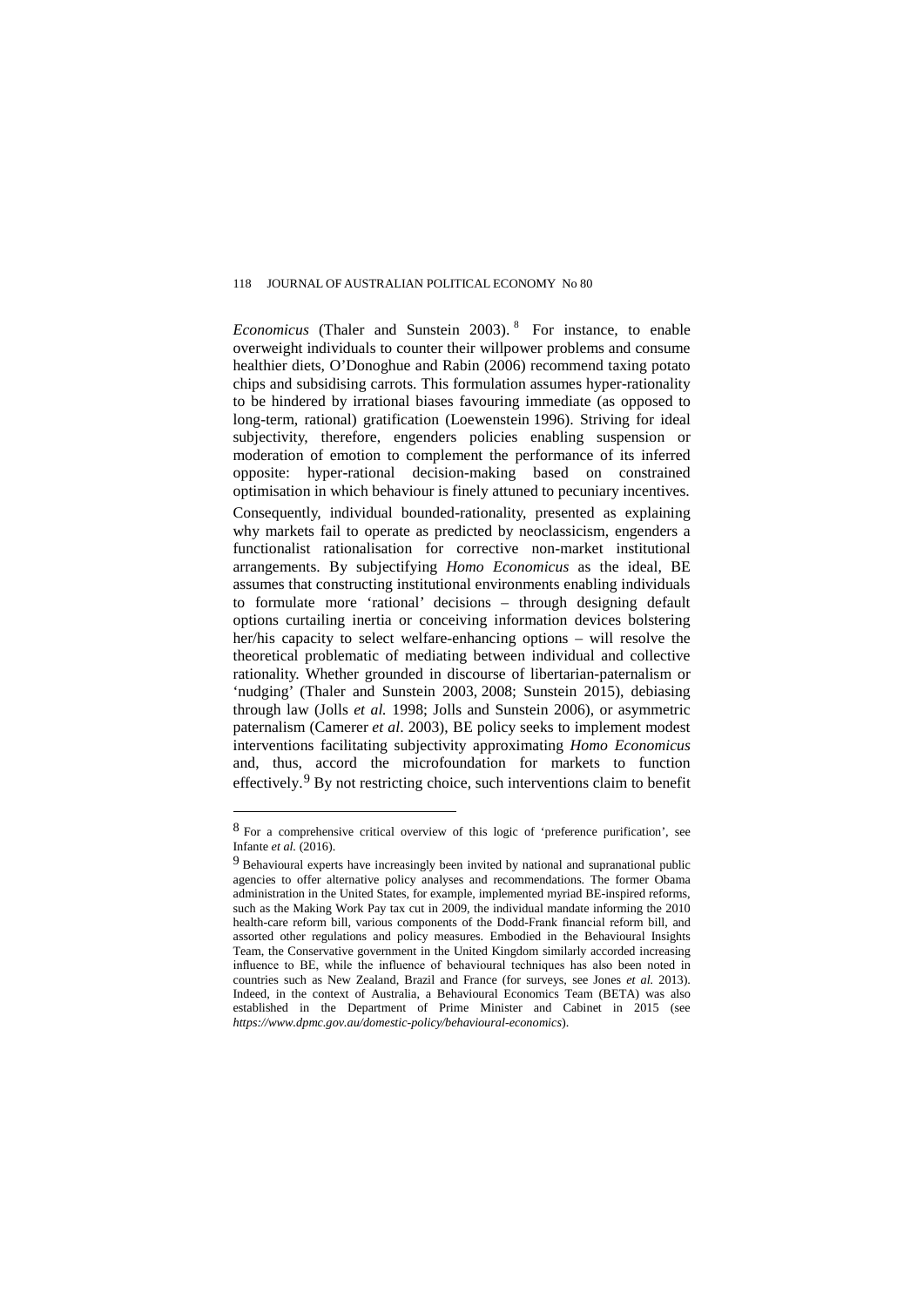*Economicus* (Thaler and Sunstein 2003).[8] For instance, to enable overweight individuals to counter their willpower problems and consume healthier diets, O'Donoghue and Rabin (2006) recommend taxing potato chips and subsidising carrots. This formulation assumes hyper-rationality to be hindered by irrational biases favouring immediate (as opposed to long-term, rational) gratification (Loewenstein 1996). Striving for ideal subjectivity, therefore, engenders policies enabling suspension or moderation of emotion to complement the performance of its inferred opposite: hyper-rational decision-making based on constrained optimisation in which behaviour is finely attuned to pecuniary incentives.

Consequently, individual bounded-rationality, presented as explaining why markets fail to operate as predicted by neoclassicism, engenders a functionalist rationalisation for corrective non-market institutional arrangements. By subjectifying *Homo Economicus* as the ideal, BE assumes that constructing institutional environments enabling individuals to formulate more 'rational' decisions – through designing default options curtailing inertia or conceiving information devices bolstering her/his capacity to select welfare-enhancing options – will resolve the theoretical problematic of mediating between individual and collective rationality. Whether grounded in discourse of libertarian-paternalism or 'nudging' (Thaler and Sunstein 2003, 2008; Sunstein 2015), debiasing through law (Jolls *et al.* 1998; Jolls and Sunstein 2006), or asymmetric paternalism (Camerer *et al*. 2003), BE policy seeks to implement modest interventions facilitating subjectivity approximating *Homo Economicus* and, thus, accord the microfoundation for markets to function effectively.[9] By not restricting choice, such interventions claim to benefit

---

[8] For a comprehensive critical overview of this logic of 'preference purification', see Infante *et al.* (2016).

[9] Behavioural experts have increasingly been invited by national and supranational public agencies to offer alternative policy analyses and recommendations. The former Obama administration in the United States, for example, implemented myriad BE-inspired reforms, such as the Making Work Pay tax cut in 2009, the individual mandate informing the 2010 health-care reform bill, various components of the Dodd-Frank financial reform bill, and assorted other regulations and policy measures. Embodied in the Behavioural Insights Team, the Conservative government in the United Kingdom similarly accorded increasing influence to BE, while the influence of behavioural techniques has also been noted in countries such as New Zealand, Brazil and France (for surveys, see Jones *et al.* 2013). Indeed, in the context of Australia, a Behavioural Economics Team (BETA) was also established in the Department of Prime Minister and Cabinet in 2015 (see *https://www.dpmc.gov.au/domestic-policy/behavioural-economics*).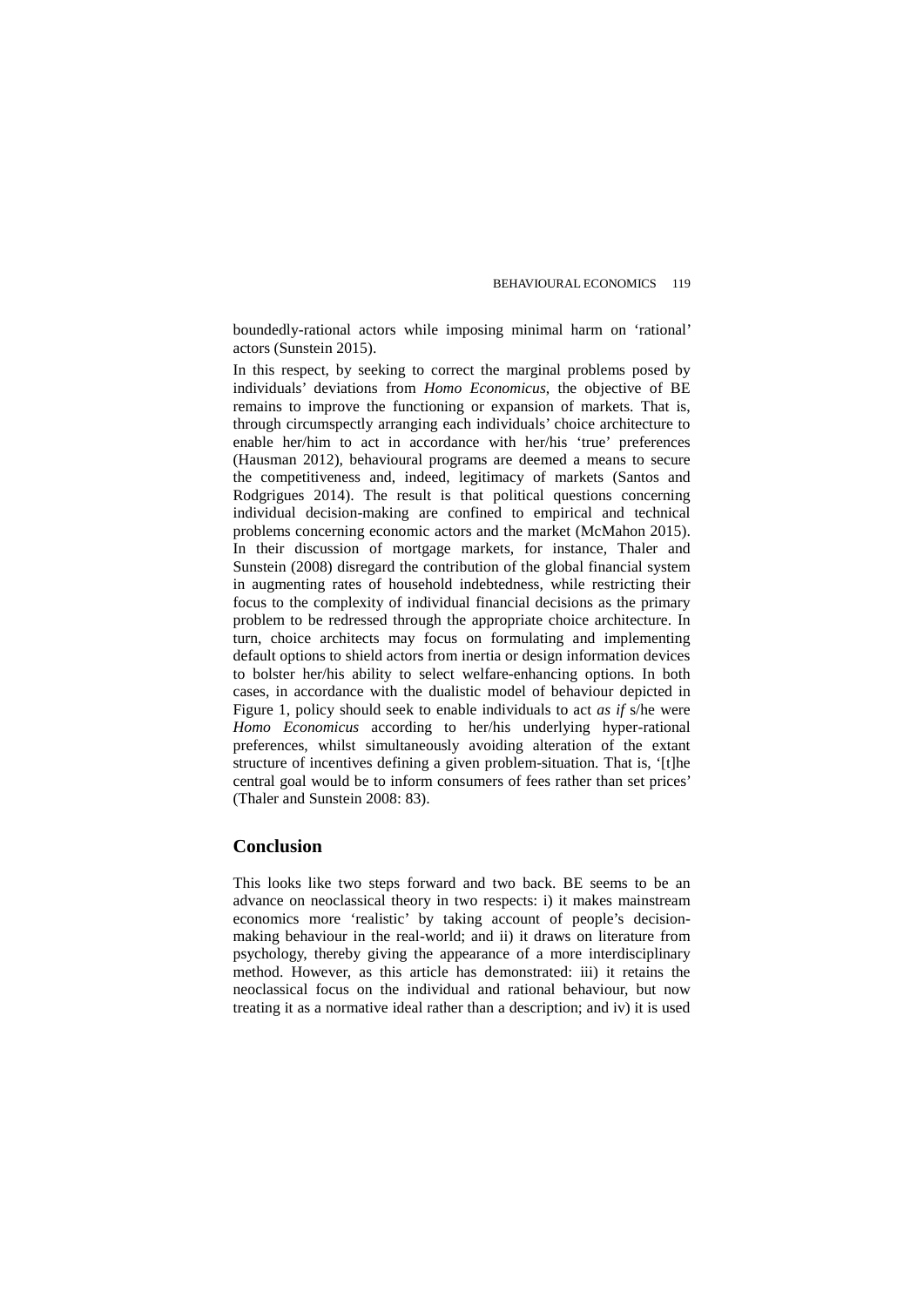boundedly-rational actors while imposing minimal harm on 'rational' actors (Sunstein 2015).

In this respect, by seeking to correct the marginal problems posed by individuals' deviations from *Homo Economicus*, the objective of BE remains to improve the functioning or expansion of markets. That is, through circumspectly arranging each individuals' choice architecture to enable her/him to act in accordance with her/his 'true' preferences (Hausman 2012), behavioural programs are deemed a means to secure the competitiveness and, indeed, legitimacy of markets (Santos and Rodgrigues 2014). The result is that political questions concerning individual decision-making are confined to empirical and technical problems concerning economic actors and the market (McMahon 2015). In their discussion of mortgage markets, for instance, Thaler and Sunstein (2008) disregard the contribution of the global financial system in augmenting rates of household indebtedness, while restricting their focus to the complexity of individual financial decisions as the primary problem to be redressed through the appropriate choice architecture. In turn, choice architects may focus on formulating and implementing default options to shield actors from inertia or design information devices to bolster her/his ability to select welfare-enhancing options. In both cases, in accordance with the dualistic model of behaviour depicted in Figure 1, policy should seek to enable individuals to act *as if* s/he were *Homo Economicus* according to her/his underlying hyper-rational preferences, whilst simultaneously avoiding alteration of the extant structure of incentives defining a given problem-situation. That is, '[t]he central goal would be to inform consumers of fees rather than set prices' (Thaler and Sunstein 2008: 83).

## Conclusion

This looks like two steps forward and two back. BE seems to be an advance on neoclassical theory in two respects: i) it makes mainstream economics more 'realistic' by taking account of people's decision-making behaviour in the real-world; and ii) it draws on literature from psychology, thereby giving the appearance of a more interdisciplinary method. However, as this article has demonstrated: iii) it retains the neoclassical focus on the individual and rational behaviour, but now treating it as a normative ideal rather than a description; and iv) it is used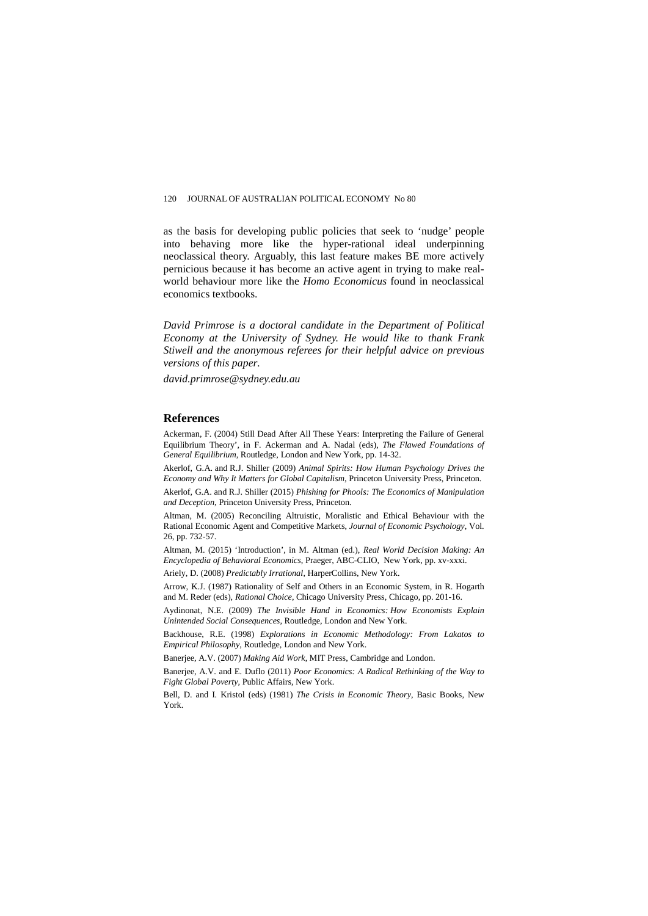as the basis for developing public policies that seek to 'nudge' people into behaving more like the hyper-rational ideal underpinning neoclassical theory. Arguably, this last feature makes BE more actively pernicious because it has become an active agent in trying to make real-world behaviour more like the *Homo Economicus* found in neoclassical economics textbooks.

*David Primrose is a doctoral candidate in the Department of Political Economy at the University of Sydney. He would like to thank Frank Stiwell and the anonymous referees for their helpful advice on previous versions of this paper.*

*david.primrose@sydney.edu.au*

## References

Ackerman, F. (2004) Still Dead After All These Years: Interpreting the Failure of General Equilibrium Theory', in F. Ackerman and A. Nadal (eds), *The Flawed Foundations of General Equilibrium*, Routledge, London and New York, pp. 14-32.

Akerlof, G.A. and R.J. Shiller (2009) *Animal Spirits: How Human Psychology Drives the Economy and Why It Matters for Global Capitalism*, Princeton University Press, Princeton.

Akerlof, G.A. and R.J. Shiller (2015) *Phishing for Phools: The Economics of Manipulation and Deception*, Princeton University Press, Princeton.

Altman, M. (2005) Reconciling Altruistic, Moralistic and Ethical Behaviour with the Rational Economic Agent and Competitive Markets, *Journal of Economic Psychology*, Vol. 26, pp. 732-57.

Altman, M. (2015) 'Introduction', in M. Altman (ed.), *Real World Decision Making: An Encyclopedia of Behavioral Economics*, Praeger, ABC-CLIO, New York, pp. xv-xxxi.

Ariely, D. (2008) *Predictably Irrational*, HarperCollins, New York.

Arrow, K.J. (1987) Rationality of Self and Others in an Economic System, in R. Hogarth and M. Reder (eds), *Rational Choice*, Chicago University Press, Chicago, pp. 201-16.

Aydinonat, N.E. (2009) *The Invisible Hand in Economics: How Economists Explain Unintended Social Consequences*, Routledge, London and New York.

Backhouse, R.E. (1998) *Explorations in Economic Methodology: From Lakatos to Empirical Philosophy*, Routledge, London and New York.

Banerjee, A.V. (2007) *Making Aid Work*, MIT Press, Cambridge and London.

Banerjee, A.V. and E. Duflo (2011) *Poor Economics: A Radical Rethinking of the Way to Fight Global Poverty*, Public Affairs, New York.

Bell, D. and I. Kristol (eds) (1981) *The Crisis in Economic Theory*, Basic Books, New York.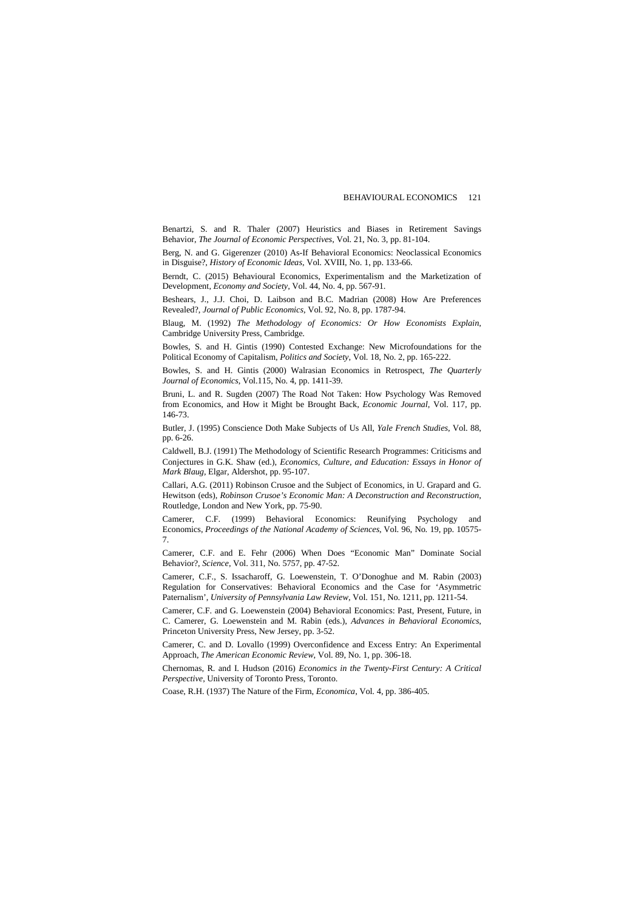Benartzi, S. and R. Thaler (2007) Heuristics and Biases in Retirement Savings Behavior, *The Journal of Economic Perspectives*, Vol. 21, No. 3, pp. 81-104.

Berg, N. and G. Gigerenzer (2010) As-If Behavioral Economics: Neoclassical Economics in Disguise?, *History of Economic Ideas*, Vol. XVIII, No. 1, pp. 133-66.

Berndt, C. (2015) Behavioural Economics, Experimentalism and the Marketization of Development, *Economy and Society*, Vol. 44, No. 4, pp. 567-91.

Beshears, J., J.J. Choi, D. Laibson and B.C. Madrian (2008) How Are Preferences Revealed?, *Journal of Public Economics*, Vol. 92, No. 8, pp. 1787-94.

Blaug, M. (1992) *The Methodology of Economics: Or How Economists Explain*, Cambridge University Press, Cambridge.

Bowles, S. and H. Gintis (1990) Contested Exchange: New Microfoundations for the Political Economy of Capitalism, *Politics and Society*, Vol. 18, No. 2, pp. 165-222.

Bowles, S. and H. Gintis (2000) Walrasian Economics in Retrospect, *The Quarterly Journal of Economics*, Vol.115, No. 4, pp. 1411-39.

Bruni, L. and R. Sugden (2007) The Road Not Taken: How Psychology Was Removed from Economics, and How it Might be Brought Back, *Economic Journal*, Vol. 117, pp. 146-73.

Butler, J. (1995) Conscience Doth Make Subjects of Us All, *Yale French Studies*, Vol. 88, pp. 6-26.

Caldwell, B.J. (1991) The Methodology of Scientific Research Programmes: Criticisms and Conjectures in G.K. Shaw (ed.), *Economics, Culture, and Education: Essays in Honor of Mark Blaug*, Elgar, Aldershot, pp. 95-107.

Callari, A.G. (2011) Robinson Crusoe and the Subject of Economics, in U. Grapard and G. Hewitson (eds), *Robinson Crusoe's Economic Man: A Deconstruction and Reconstruction*, Routledge, London and New York, pp. 75-90.

Camerer, C.F. (1999) Behavioral Economics: Reunifying Psychology and Economics, *Proceedings of the National Academy of Sciences*, Vol. 96, No. 19, pp. 10575-7.

Camerer, C.F. and E. Fehr (2006) When Does "Economic Man" Dominate Social Behavior?, *Science*, Vol. 311, No. 5757, pp. 47-52.

Camerer, C.F., S. Issacharoff, G. Loewenstein, T. O'Donoghue and M. Rabin (2003) Regulation for Conservatives: Behavioral Economics and the Case for 'Asymmetric Paternalism', *University of Pennsylvania Law Review*, Vol. 151, No. 1211, pp. 1211-54.

Camerer, C.F. and G. Loewenstein (2004) Behavioral Economics: Past, Present, Future, in C. Camerer, G. Loewenstein and M. Rabin (eds.), *Advances in Behavioral Economics*, Princeton University Press, New Jersey, pp. 3-52.

Camerer, C. and D. Lovallo (1999) Overconfidence and Excess Entry: An Experimental Approach, *The American Economic Review*, Vol. 89, No. 1, pp. 306-18.

Chernomas, R. and I. Hudson (2016) *Economics in the Twenty-First Century: A Critical Perspective*, University of Toronto Press, Toronto.

Coase, R.H. (1937) The Nature of the Firm, *Economica*, Vol. 4, pp. 386-405.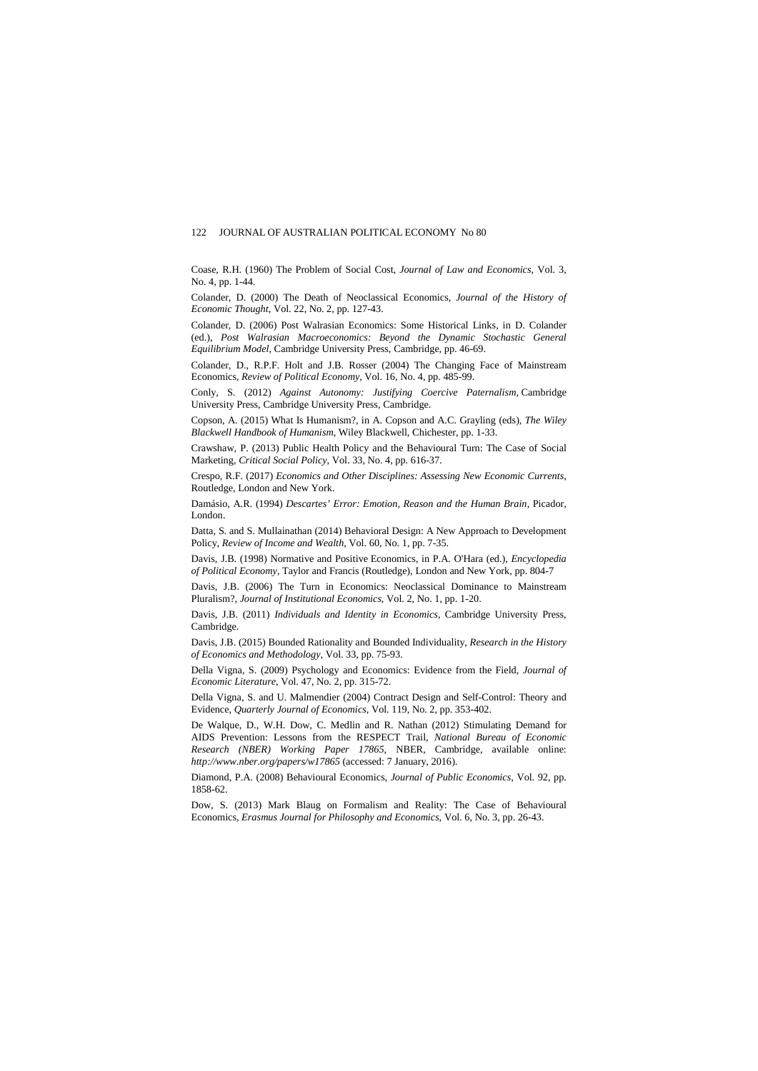Coase, R.H. (1960) The Problem of Social Cost, *Journal of Law and Economics*, Vol. 3, No. 4, pp. 1-44.

Colander, D. (2000) The Death of Neoclassical Economics, *Journal of the History of Economic Thought*, Vol. 22, No. 2, pp. 127-43.

Colander, D. (2006) Post Walrasian Economics: Some Historical Links, in D. Colander (ed.), *Post Walrasian Macroeconomics: Beyond the Dynamic Stochastic General Equilibrium Model*, Cambridge University Press, Cambridge, pp. 46-69.

Colander, D., R.P.F. Holt and J.B. Rosser (2004) The Changing Face of Mainstream Economics, *Review of Political Economy*, Vol. 16, No. 4, pp. 485-99.

Conly, S. (2012) *Against Autonomy: Justifying Coercive Paternalism*, Cambridge University Press, Cambridge University Press, Cambridge.

Copson, A. (2015) What Is Humanism?, in A. Copson and A.C. Grayling (eds), *The Wiley Blackwell Handbook of Humanism*, Wiley Blackwell, Chichester, pp. 1-33.

Crawshaw, P. (2013) Public Health Policy and the Behavioural Turn: The Case of Social Marketing, *Critical Social Policy*, Vol. 33, No. 4, pp. 616-37.

Crespo, R.F. (2017) *Economics and Other Disciplines: Assessing New Economic Currents*, Routledge, London and New York.

Damásio, A.R. (1994) *Descartes' Error: Emotion, Reason and the Human Brain*, Picador, London.

Datta, S. and S. Mullainathan (2014) Behavioral Design: A New Approach to Development Policy, *Review of Income and Wealth*, Vol. 60, No. 1, pp. 7-35.

Davis, J.B. (1998) Normative and Positive Economics, in P.A. O'Hara (ed.), *Encyclopedia of Political Economy*, Taylor and Francis (Routledge), London and New York, pp. 804-7

Davis, J.B. (2006) The Turn in Economics: Neoclassical Dominance to Mainstream Pluralism?, *Journal of Institutional Economics*, Vol. 2, No. 1, pp. 1-20.

Davis, J.B. (2011) *Individuals and Identity in Economics*, Cambridge University Press, Cambridge.

Davis, J.B. (2015) Bounded Rationality and Bounded Individuality, *Research in the History of Economics and Methodology*, Vol. 33, pp. 75-93.

Della Vigna, S. (2009) Psychology and Economics: Evidence from the Field, *Journal of Economic Literature*, Vol. 47, No. 2, pp. 315-72.

Della Vigna, S. and U. Malmendier (2004) Contract Design and Self-Control: Theory and Evidence, *Quarterly Journal of Economics*, Vol. 119, No. 2, pp. 353-402.

De Walque, D., W.H. Dow, C. Medlin and R. Nathan (2012) Stimulating Demand for AIDS Prevention: Lessons from the RESPECT Trail, *National Bureau of Economic Research (NBER) Working Paper 17865*, NBER, Cambridge, available online: *http://www.nber.org/papers/w17865* (accessed: 7 January, 2016).

Diamond, P.A. (2008) Behavioural Economics, *Journal of Public Economics*, Vol. 92, pp. 1858-62.

Dow, S. (2013) Mark Blaug on Formalism and Reality: The Case of Behavioural Economics, *Erasmus Journal for Philosophy and Economics*, Vol. 6, No. 3, pp. 26-43.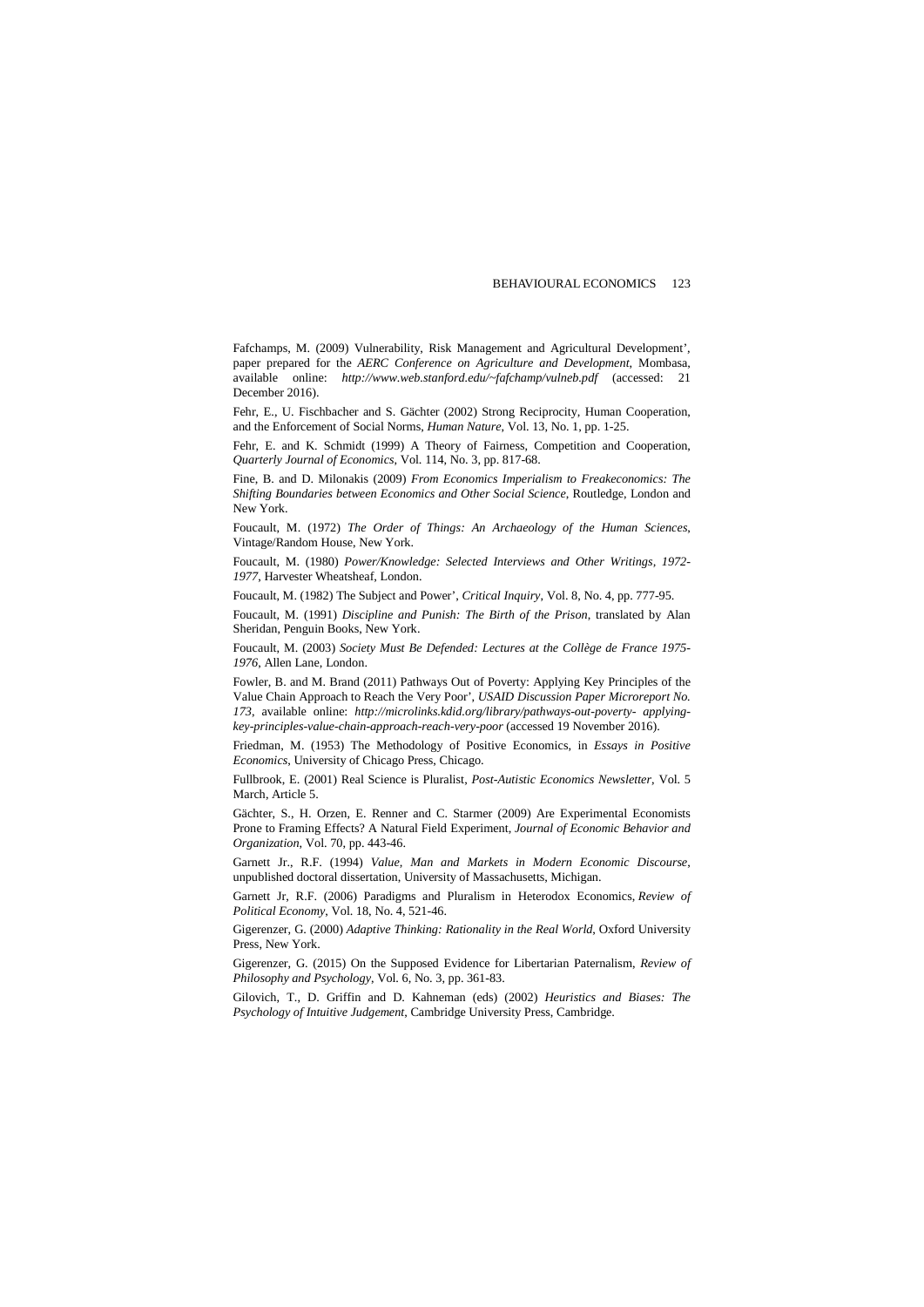Fafchamps, M. (2009) Vulnerability, Risk Management and Agricultural Development', paper prepared for the *AERC Conference on Agriculture and Development*, Mombasa, available online: *http://www.web.stanford.edu/~fafchamp/vulneb.pdf* (accessed: 21 December 2016).

Fehr, E., U. Fischbacher and S. Gächter (2002) Strong Reciprocity, Human Cooperation, and the Enforcement of Social Norms, *Human Nature*, Vol. 13, No. 1, pp. 1-25.

Fehr, E. and K. Schmidt (1999) A Theory of Fairness, Competition and Cooperation, *Quarterly Journal of Economics*, Vol. 114, No. 3, pp. 817-68.

Fine, B. and D. Milonakis (2009) *From Economics Imperialism to Freakeconomics: The Shifting Boundaries between Economics and Other Social Science*, Routledge, London and New York.

Foucault, M. (1972) *The Order of Things: An Archaeology of the Human Sciences*, Vintage/Random House, New York.

Foucault, M. (1980) *Power/Knowledge: Selected Interviews and Other Writings, 1972-1977*, Harvester Wheatsheaf, London.

Foucault, M. (1982) The Subject and Power', *Critical Inquiry*, Vol. 8, No. 4, pp. 777-95.

Foucault, M. (1991) *Discipline and Punish: The Birth of the Prison*, translated by Alan Sheridan, Penguin Books, New York.

Foucault, M. (2003) *Society Must Be Defended: Lectures at the Collège de France 1975-1976*, Allen Lane, London.

Fowler, B. and M. Brand (2011) Pathways Out of Poverty: Applying Key Principles of the Value Chain Approach to Reach the Very Poor', *USAID Discussion Paper Microreport No. 173*, available online: *http://microlinks.kdid.org/library/pathways-out-poverty- applying-key-principles-value-chain-approach-reach-very-poor* (accessed 19 November 2016).

Friedman, M. (1953) The Methodology of Positive Economics, in *Essays in Positive Economics*, University of Chicago Press, Chicago.

Fullbrook, E. (2001) Real Science is Pluralist, *Post-Autistic Economics Newsletter*, Vol. 5 March, Article 5.

Gächter, S., H. Orzen, E. Renner and C. Starmer (2009) Are Experimental Economists Prone to Framing Effects? A Natural Field Experiment, *Journal of Economic Behavior and Organization*, Vol. 70, pp. 443-46.

Garnett Jr., R.F. (1994) *Value, Man and Markets in Modern Economic Discourse*, unpublished doctoral dissertation, University of Massachusetts, Michigan.

Garnett Jr, R.F. (2006) Paradigms and Pluralism in Heterodox Economics, *Review of Political Economy*, Vol. 18, No. 4, 521-46.

Gigerenzer, G. (2000) *Adaptive Thinking: Rationality in the Real World*, Oxford University Press, New York.

Gigerenzer, G. (2015) On the Supposed Evidence for Libertarian Paternalism, *Review of Philosophy and Psychology*, Vol. 6, No. 3, pp. 361-83.

Gilovich, T., D. Griffin and D. Kahneman (eds) (2002) *Heuristics and Biases: The Psychology of Intuitive Judgement*, Cambridge University Press, Cambridge.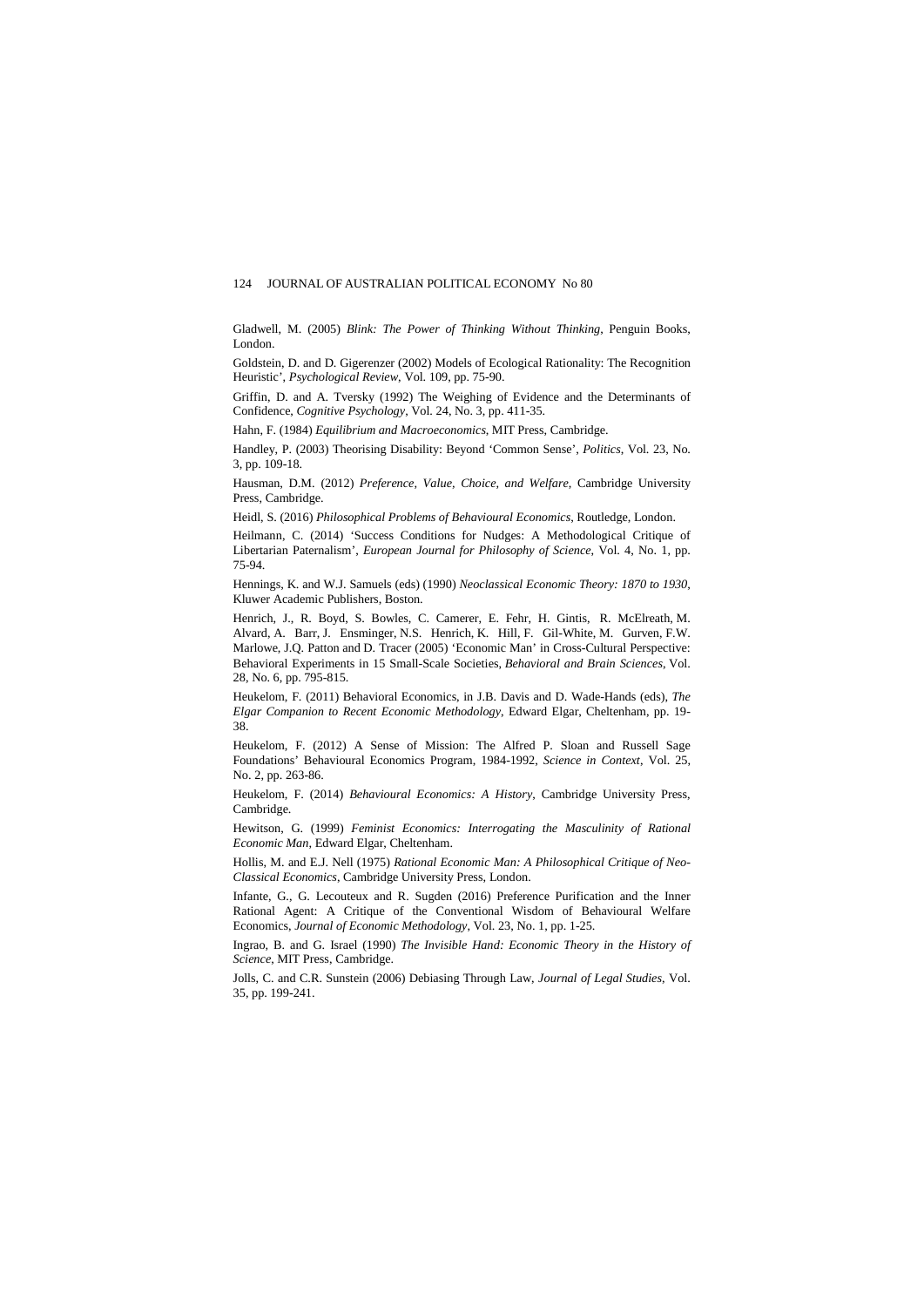Gladwell, M. (2005) *Blink: The Power of Thinking Without Thinking*, Penguin Books, London.

Goldstein, D. and D. Gigerenzer (2002) Models of Ecological Rationality: The Recognition Heuristic', *Psychological Review*, Vol. 109, pp. 75-90.

Griffin, D. and A. Tversky (1992) The Weighing of Evidence and the Determinants of Confidence, *Cognitive Psychology*, Vol. 24, No. 3, pp. 411-35.

Hahn, F. (1984) *Equilibrium and Macroeconomics*, MIT Press, Cambridge.

Handley, P. (2003) Theorising Disability: Beyond 'Common Sense', *Politics*, Vol. 23, No. 3, pp. 109-18.

Hausman, D.M. (2012) *Preference, Value, Choice, and Welfare*, Cambridge University Press, Cambridge.

Heidl, S. (2016) *Philosophical Problems of Behavioural Economics*, Routledge, London.

Heilmann, C. (2014) 'Success Conditions for Nudges: A Methodological Critique of Libertarian Paternalism', *European Journal for Philosophy of Science*, Vol. 4, No. 1, pp. 75-94.

Hennings, K. and W.J. Samuels (eds) (1990) *Neoclassical Economic Theory: 1870 to 1930*, Kluwer Academic Publishers, Boston.

Henrich, J., R. Boyd, S. Bowles, C. Camerer, E. Fehr, H. Gintis, R. McElreath, M. Alvard, A. Barr, J. Ensminger, N.S. Henrich, K. Hill, F. Gil-White, M. Gurven, F.W. Marlowe, J.Q. Patton and D. Tracer (2005) 'Economic Man' in Cross-Cultural Perspective: Behavioral Experiments in 15 Small-Scale Societies, *Behavioral and Brain Sciences*, Vol. 28, No. 6, pp. 795-815.

Heukelom, F. (2011) Behavioral Economics, in J.B. Davis and D. Wade-Hands (eds), *The Elgar Companion to Recent Economic Methodology*, Edward Elgar, Cheltenham, pp. 19-38.

Heukelom, F. (2012) A Sense of Mission: The Alfred P. Sloan and Russell Sage Foundations' Behavioural Economics Program, 1984-1992, *Science in Context*, Vol. 25, No. 2, pp. 263-86.

Heukelom, F. (2014) *Behavioural Economics: A History*, Cambridge University Press, Cambridge.

Hewitson, G. (1999) *Feminist Economics: Interrogating the Masculinity of Rational Economic Man*, Edward Elgar, Cheltenham.

Hollis, M. and E.J. Nell (1975) *Rational Economic Man: A Philosophical Critique of Neo-Classical Economics*, Cambridge University Press, London.

Infante, G., G. Lecouteux and R. Sugden (2016) Preference Purification and the Inner Rational Agent: A Critique of the Conventional Wisdom of Behavioural Welfare Economics, *Journal of Economic Methodology*, Vol. 23, No. 1, pp. 1-25.

Ingrao, B. and G. Israel (1990) *The Invisible Hand: Economic Theory in the History of Science*, MIT Press, Cambridge.

Jolls, C. and C.R. Sunstein (2006) Debiasing Through Law, *Journal of Legal Studies*, Vol. 35, pp. 199-241.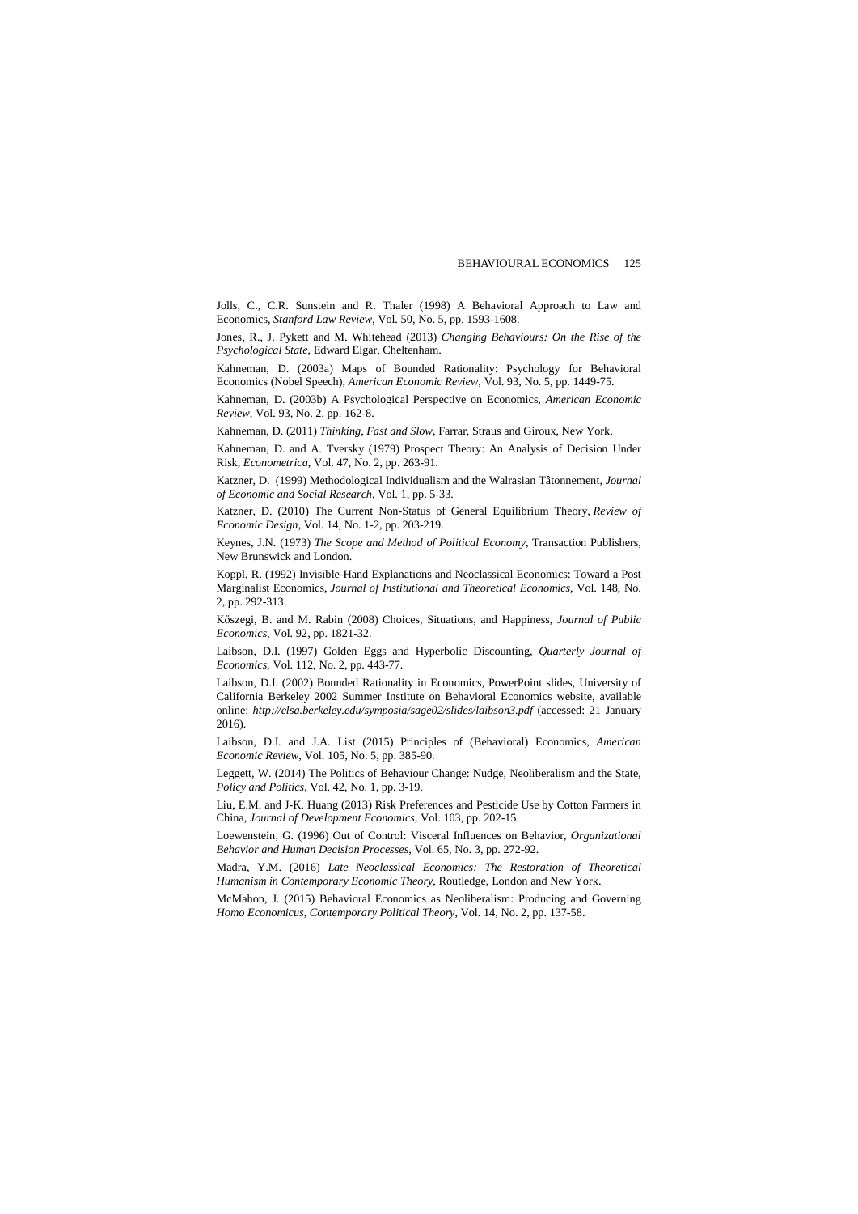Jolls, C., C.R. Sunstein and R. Thaler (1998) A Behavioral Approach to Law and Economics, *Stanford Law Review*, Vol. 50, No. 5, pp. 1593-1608.

Jones, R., J. Pykett and M. Whitehead (2013) *Changing Behaviours: On the Rise of the Psychological State*, Edward Elgar, Cheltenham.

Kahneman, D. (2003a) Maps of Bounded Rationality: Psychology for Behavioral Economics (Nobel Speech), *American Economic Review*, Vol. 93, No. 5, pp. 1449-75.

Kahneman, D. (2003b) A Psychological Perspective on Economics, *American Economic Review*, Vol. 93, No. 2, pp. 162-8.

Kahneman, D. (2011) *Thinking, Fast and Slow*, Farrar, Straus and Giroux, New York.

Kahneman, D. and A. Tversky (1979) Prospect Theory: An Analysis of Decision Under Risk, *Econometrica*, Vol. 47, No. 2, pp. 263-91.

Katzner, D. (1999) Methodological Individualism and the Walrasian Tâtonnement, *Journal of Economic and Social Research*, Vol. 1, pp. 5-33.

Katzner, D. (2010) The Current Non-Status of General Equilibrium Theory, *Review of Economic Design*, Vol. 14, No. 1-2, pp. 203-219.

Keynes, J.N. (1973) *The Scope and Method of Political Economy*, Transaction Publishers, New Brunswick and London.

Koppl, R. (1992) Invisible-Hand Explanations and Neoclassical Economics: Toward a Post Marginalist Economics, *Journal of Institutional and Theoretical Economics*, Vol. 148, No. 2, pp. 292-313.

Kőszegi, B. and M. Rabin (2008) Choices, Situations, and Happiness, *Journal of Public Economics*, Vol. 92, pp. 1821-32.

Laibson, D.I. (1997) Golden Eggs and Hyperbolic Discounting, *Quarterly Journal of Economics*, Vol. 112, No. 2, pp. 443-77.

Laibson, D.I. (2002) Bounded Rationality in Economics, PowerPoint slides, University of California Berkeley 2002 Summer Institute on Behavioral Economics website, available online: *http://elsa.berkeley.edu/symposia/sage02/slides/laibson3.pdf* (accessed: 21 January 2016).

Laibson, D.I. and J.A. List (2015) Principles of (Behavioral) Economics, *American Economic Review*, Vol. 105, No. 5, pp. 385-90.

Leggett, W. (2014) The Politics of Behaviour Change: Nudge, Neoliberalism and the State, *Policy and Politics*, Vol. 42, No. 1, pp. 3-19.

Liu, E.M. and J-K. Huang (2013) Risk Preferences and Pesticide Use by Cotton Farmers in China, *Journal of Development Economics*, Vol. 103, pp. 202-15.

Loewenstein, G. (1996) Out of Control: Visceral Influences on Behavior, *Organizational Behavior and Human Decision Processes*, Vol. 65, No. 3, pp. 272-92.

Madra, Y.M. (2016) *Late Neoclassical Economics: The Restoration of Theoretical Humanism in Contemporary Economic Theory*, Routledge, London and New York.

McMahon, J. (2015) Behavioral Economics as Neoliberalism: Producing and Governing *Homo Economicus*, *Contemporary Political Theory*, Vol. 14, No. 2, pp. 137-58.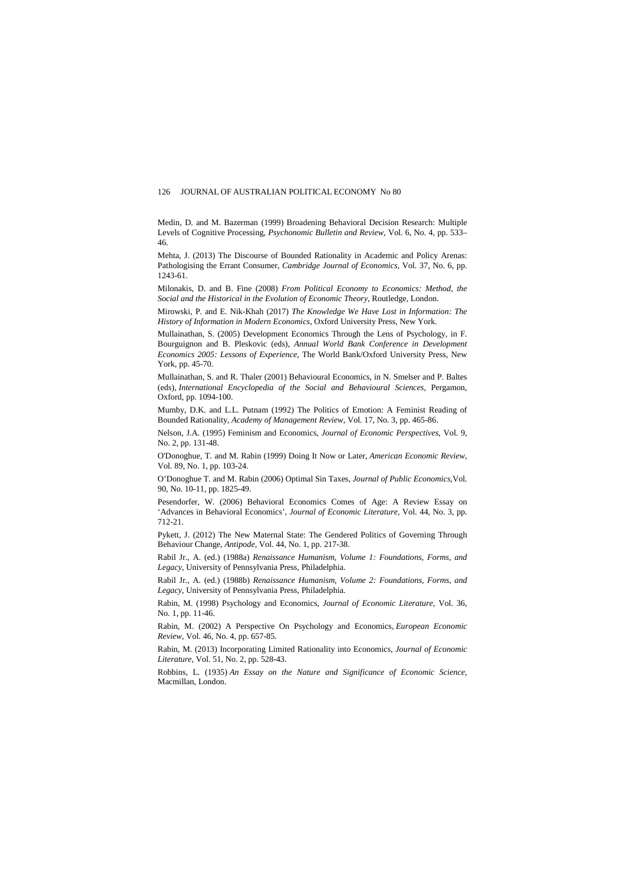Medin, D. and M. Bazerman (1999) Broadening Behavioral Decision Research: Multiple Levels of Cognitive Processing, *Psychonomic Bulletin and Review*, Vol. 6, No. 4, pp. 533–46.

Mehta, J. (2013) The Discourse of Bounded Rationality in Academic and Policy Arenas: Pathologising the Errant Consumer, *Cambridge Journal of Economics*, Vol. 37, No. 6, pp. 1243-61.

Milonakis, D. and B. Fine (2008) *From Political Economy to Economics: Method, the Social and the Historical in the Evolution of Economic Theory*, Routledge, London.

Mirowski, P. and E. Nik-Khah (2017) *The Knowledge We Have Lost in Information: The History of Information in Modern Economics*, Oxford University Press, New York.

Mullainathan, S. (2005) Development Economics Through the Lens of Psychology, in F. Bourguignon and B. Pleskovic (eds), *Annual World Bank Conference in Development Economics 2005: Lessons of Experience*, The World Bank/Oxford University Press, New York, pp. 45-70.

Mullainathan, S. and R. Thaler (2001) Behavioural Economics, in N. Smelser and P. Baltes (eds), *International Encyclopedia of the Social and Behavioural Sciences*, Pergamon, Oxford, pp. 1094-100.

Mumby, D.K. and L.L. Putnam (1992) The Politics of Emotion: A Feminist Reading of Bounded Rationality, *Academy of Management Review*, Vol. 17, No. 3, pp. 465-86.

Nelson, J.A. (1995) Feminism and Economics, *Journal of Economic Perspectives*, Vol. 9, No. 2, pp. 131-48.

O'Donoghue, T. and M. Rabin (1999) Doing It Now or Later, *American Economic Review*, Vol. 89, No. 1, pp. 103-24.

O'Donoghue T. and M. Rabin (2006) Optimal Sin Taxes, *Journal of Public Economics*,Vol. 90, No. 10-11, pp. 1825-49.

Pesendorfer, W. (2006) Behavioral Economics Comes of Age: A Review Essay on 'Advances in Behavioral Economics', *Journal of Economic Literature*, Vol. 44, No. 3, pp. 712-21.

Pykett, J. (2012) The New Maternal State: The Gendered Politics of Governing Through Behaviour Change, *Antipode*, Vol. 44, No. 1, pp. 217-38.

Rabil Jr., A. (ed.) (1988a) *Renaissance Humanism, Volume 1: Foundations, Forms, and Legacy*, University of Pennsylvania Press, Philadelphia.

Rabil Jr., A. (ed.) (1988b) *Renaissance Humanism, Volume 2: Foundations, Forms, and Legacy*, University of Pennsylvania Press, Philadelphia.

Rabin, M. (1998) Psychology and Economics, *Journal of Economic Literature*, Vol. 36, No. 1, pp. 11-46.

Rabin, M. (2002) A Perspective On Psychology and Economics, *European Economic Review*, Vol. 46, No. 4, pp. 657-85.

Rabin, M. (2013) Incorporating Limited Rationality into Economics, *Journal of Economic Literature*, Vol. 51, No. 2, pp. 528-43.

Robbins, L. (1935) *An Essay on the Nature and Significance of Economic Science*, Macmillan, London.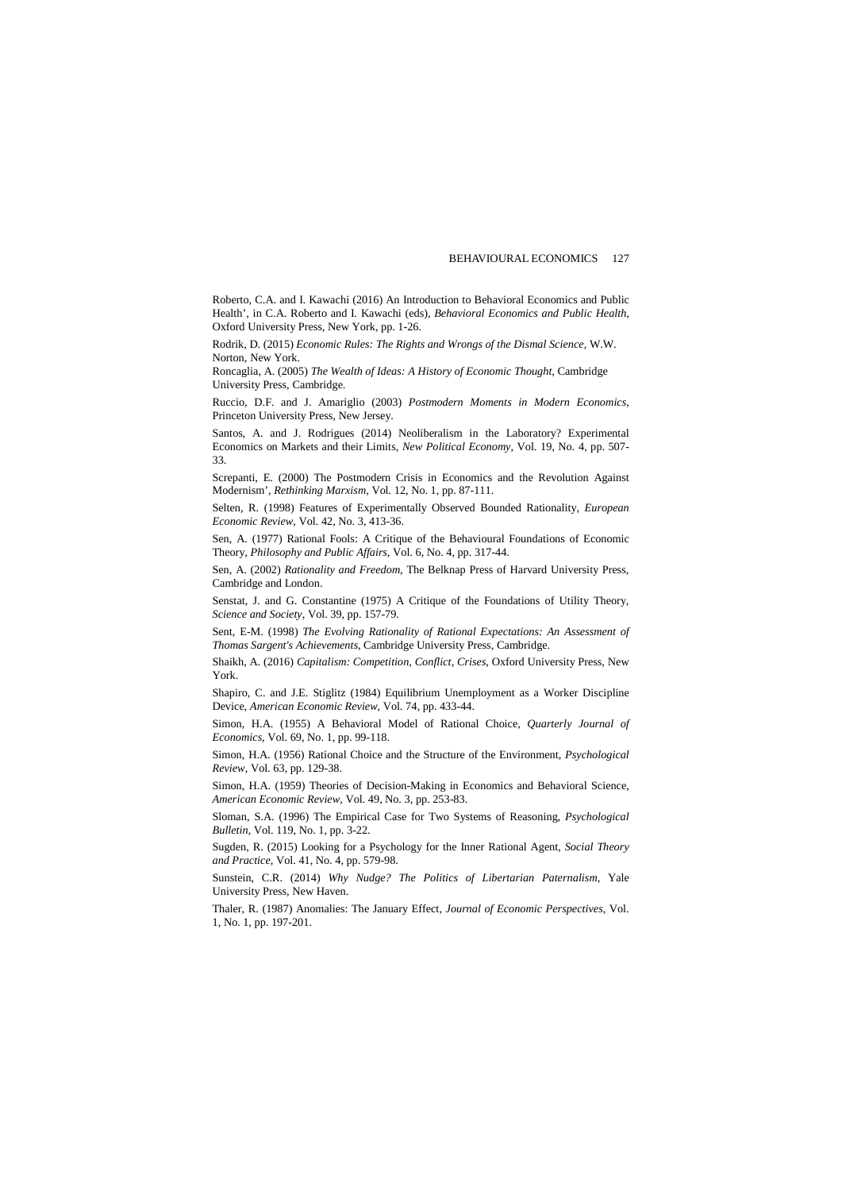Roberto, C.A. and I. Kawachi (2016) An Introduction to Behavioral Economics and Public Health', in C.A. Roberto and I. Kawachi (eds), *Behavioral Economics and Public Health*, Oxford University Press, New York, pp. 1-26.

Rodrik, D. (2015) *Economic Rules: The Rights and Wrongs of the Dismal Science*, W.W. Norton, New York.

Roncaglia, A. (2005) *The Wealth of Ideas: A History of Economic Thought*, Cambridge University Press, Cambridge.

Ruccio, D.F. and J. Amariglio (2003) *Postmodern Moments in Modern Economics*, Princeton University Press, New Jersey.

Santos, A. and J. Rodrigues (2014) Neoliberalism in the Laboratory? Experimental Economics on Markets and their Limits, *New Political Economy*, Vol. 19, No. 4, pp. 507-33.

Screpanti, E. (2000) The Postmodern Crisis in Economics and the Revolution Against Modernism', *Rethinking Marxism*, Vol. 12, No. 1, pp. 87-111.

Selten, R. (1998) Features of Experimentally Observed Bounded Rationality, *European Economic Review*, Vol. 42, No. 3, 413-36.

Sen, A. (1977) Rational Fools: A Critique of the Behavioural Foundations of Economic Theory, *Philosophy and Public Affairs*, Vol. 6, No. 4, pp. 317-44.

Sen, A. (2002) *Rationality and Freedom*, The Belknap Press of Harvard University Press, Cambridge and London.

Senstat, J. and G. Constantine (1975) A Critique of the Foundations of Utility Theory, *Science and Society*, Vol. 39, pp. 157-79.

Sent, E-M. (1998) *The Evolving Rationality of Rational Expectations: An Assessment of Thomas Sargent's Achievements*, Cambridge University Press, Cambridge.

Shaikh, A. (2016) *Capitalism: Competition, Conflict, Crises*, Oxford University Press, New York.

Shapiro, C. and J.E. Stiglitz (1984) Equilibrium Unemployment as a Worker Discipline Device, *American Economic Review*, Vol. 74, pp. 433-44.

Simon, H.A. (1955) A Behavioral Model of Rational Choice, *Quarterly Journal of Economics*, Vol. 69, No. 1, pp. 99-118.

Simon, H.A. (1956) Rational Choice and the Structure of the Environment, *Psychological Review*, Vol. 63, pp. 129-38.

Simon, H.A. (1959) Theories of Decision-Making in Economics and Behavioral Science, *American Economic Review*, Vol. 49, No. 3, pp. 253-83.

Sloman, S.A. (1996) The Empirical Case for Two Systems of Reasoning, *Psychological Bulletin*, Vol. 119, No. 1, pp. 3-22.

Sugden, R. (2015) Looking for a Psychology for the Inner Rational Agent, *Social Theory and Practice*, Vol. 41, No. 4, pp. 579-98.

Sunstein, C.R. (2014) *Why Nudge? The Politics of Libertarian Paternalism*, Yale University Press, New Haven.

Thaler, R. (1987) Anomalies: The January Effect, *Journal of Economic Perspectives*, Vol. 1, No. 1, pp. 197-201.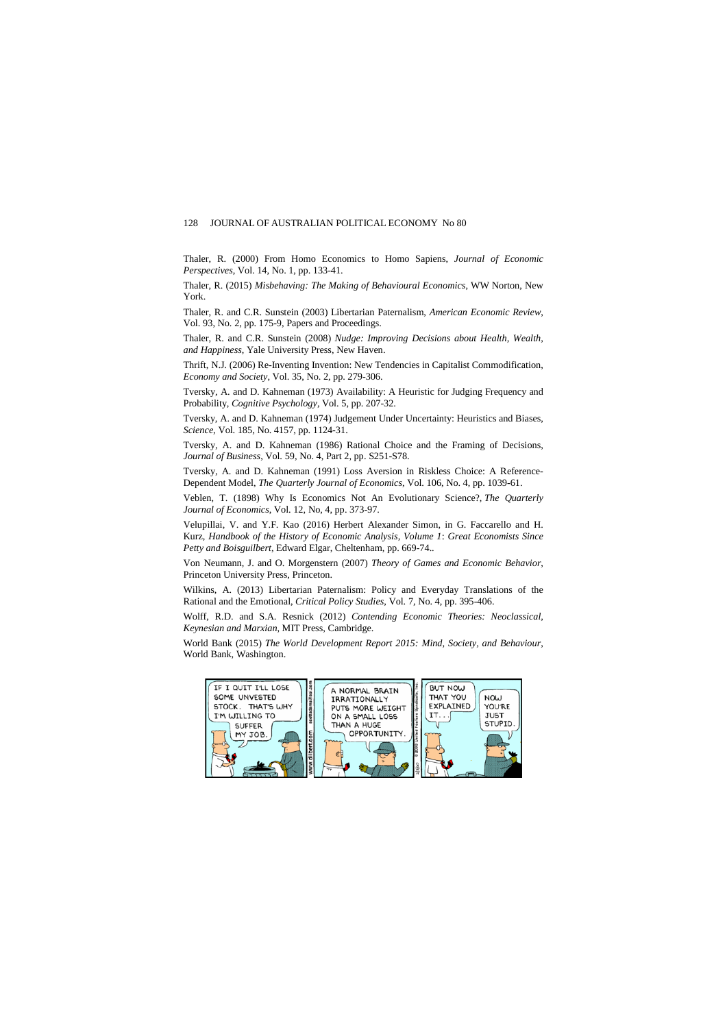Thaler, R. (2000) From Homo Economics to Homo Sapiens, *Journal of Economic Perspectives*, Vol. 14, No. 1, pp. 133-41.

Thaler, R. (2015) *Misbehaving: The Making of Behavioural Economics*, WW Norton, New York.

Thaler, R. and C.R. Sunstein (2003) Libertarian Paternalism, *American Economic Review*, Vol. 93, No. 2, pp. 175-9, Papers and Proceedings.

Thaler, R. and C.R. Sunstein (2008) *Nudge: Improving Decisions about Health, Wealth, and Happiness*, Yale University Press, New Haven.

Thrift, N.J. (2006) Re-Inventing Invention: New Tendencies in Capitalist Commodification, *Economy and Society*, Vol. 35, No. 2, pp. 279-306.

Tversky, A. and D. Kahneman (1973) Availability: A Heuristic for Judging Frequency and Probability, *Cognitive Psychology*, Vol. 5, pp. 207-32.

Tversky, A. and D. Kahneman (1974) Judgement Under Uncertainty: Heuristics and Biases, *Science*, Vol. 185, No. 4157, pp. 1124-31.

Tversky, A. and D. Kahneman (1986) Rational Choice and the Framing of Decisions, *Journal of Business*, Vol. 59, No. 4, Part 2, pp. S251-S78.

Tversky, A. and D. Kahneman (1991) Loss Aversion in Riskless Choice: A Reference-Dependent Model, *The Quarterly Journal of Economics*, Vol. 106, No. 4, pp. 1039-61.

Veblen, T. (1898) Why Is Economics Not An Evolutionary Science?, *The Quarterly Journal of Economics*, Vol. 12, No, 4, pp. 373-97.

Velupillai, V. and Y.F. Kao (2016) Herbert Alexander Simon, in G. Faccarello and H. Kurz, *Handbook of the History of Economic Analysis, Volume 1*: *Great Economists Since Petty and Boisguilbert*, Edward Elgar, Cheltenham, pp. 669-74..

Von Neumann, J. and O. Morgenstern (2007) *Theory of Games and Economic Behavior*, Princeton University Press, Princeton.

Wilkins, A. (2013) Libertarian Paternalism: Policy and Everyday Translations of the Rational and the Emotional, *Critical Policy Studies*, Vol. 7, No. 4, pp. 395-406.

Wolff, R.D. and S.A. Resnick (2012) *Contending Economic Theories: Neoclassical, Keynesian and Marxian*, MIT Press, Cambridge.

World Bank (2015) *The World Development Report 2015: Mind, Society, and Behaviour*, World Bank, Washington.